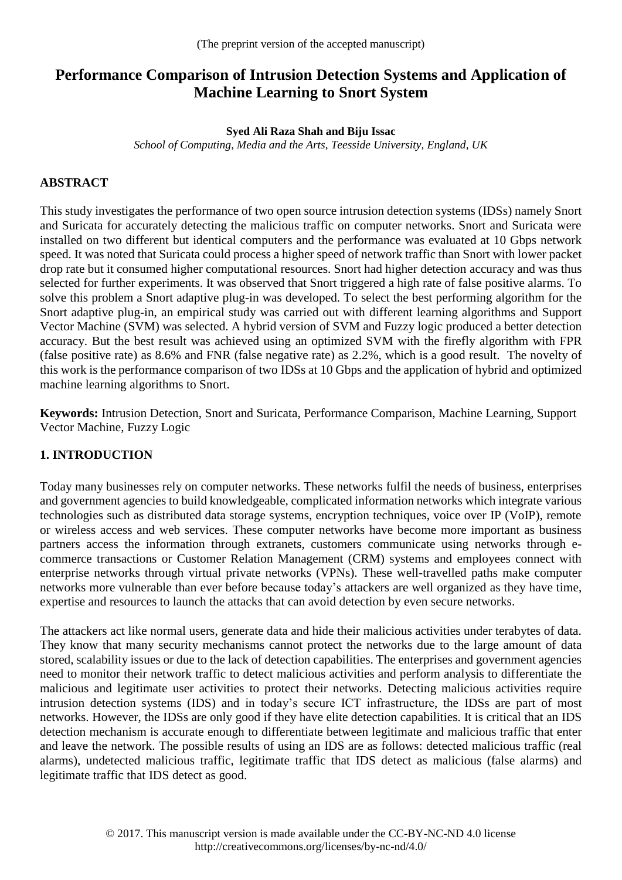(The preprint version of the accepted manuscript)

# Performance Comparison of Intrusion Detection Systems and Application of Machine Learning to Snort System

**Syed Ali Raza Shah and Biju Issac**

*School of Computing, Media and the Arts, Teesside University, England, UK*

## ABSTRACT

This study investigates the performance of two open source intrusion detection systems (IDSs) namely Snort and Suricata for accurately detecting the malicious traffic on computer networks. Snort and Suricata were installed on two different but identical computers and the performance was evaluated at 10 Gbps network speed. It was noted that Suricata could process a higher speed of network traffic than Snort with lower packet drop rate but it consumed higher computational resources. Snort had higher detection accuracy and was thus selected for further experiments. It was observed that Snort triggered a high rate of false positive alarms. To solve this problem a Snort adaptive plug-in was developed. To select the best performing algorithm for the Snort adaptive plug-in, an empirical study was carried out with different learning algorithms and Support Vector Machine (SVM) was selected. A hybrid version of SVM and Fuzzy logic produced a better detection accuracy. But the best result was achieved using an optimized SVM with the firefly algorithm with FPR (false positive rate) as 8.6% and FNR (false negative rate) as 2.2%, which is a good result. The novelty of this work is the performance comparison of two IDSs at 10 Gbps and the application of hybrid and optimized machine learning algorithms to Snort.

**Keywords:** Intrusion Detection, Snort and Suricata, Performance Comparison, Machine Learning, Support Vector Machine, Fuzzy Logic

## 1. INTRODUCTION

Today many businesses rely on computer networks. These networks fulfil the needs of business, enterprises and government agencies to build knowledgeable, complicated information networks which integrate various technologies such as distributed data storage systems, encryption techniques, voice over IP (VoIP), remote or wireless access and web services. These computer networks have become more important as business partners access the information through extranets, customers communicate using networks through e-commerce transactions or Customer Relation Management (CRM) systems and employees connect with enterprise networks through virtual private networks (VPNs). These well-travelled paths make computer networks more vulnerable than ever before because today's attackers are well organized as they have time, expertise and resources to launch the attacks that can avoid detection by even secure networks.

The attackers act like normal users, generate data and hide their malicious activities under terabytes of data. They know that many security mechanisms cannot protect the networks due to the large amount of data stored, scalability issues or due to the lack of detection capabilities. The enterprises and government agencies need to monitor their network traffic to detect malicious activities and perform analysis to differentiate the malicious and legitimate user activities to protect their networks. Detecting malicious activities require intrusion detection systems (IDS) and in today's secure ICT infrastructure, the IDSs are part of most networks. However, the IDSs are only good if they have elite detection capabilities. It is critical that an IDS detection mechanism is accurate enough to differentiate between legitimate and malicious traffic that enter and leave the network. The possible results of using an IDS are as follows: detected malicious traffic (real alarms), undetected malicious traffic, legitimate traffic that IDS detect as malicious (false alarms) and legitimate traffic that IDS detect as good.

© 2017. This manuscript version is made available under the CC-BY-NC-ND 4.0 license http://creativecommons.org/licenses/by-nc-nd/4.0/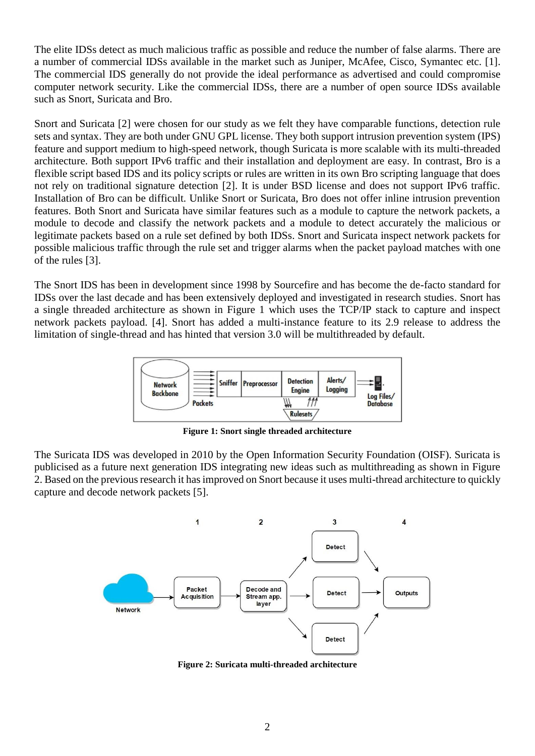The elite IDSs detect as much malicious traffic as possible and reduce the number of false alarms. There are a number of commercial IDSs available in the market such as Juniper, McAfee, Cisco, Symantec etc. [1]. The commercial IDS generally do not provide the ideal performance as advertised and could compromise computer network security. Like the commercial IDSs, there are a number of open source IDSs available such as Snort, Suricata and Bro.

Snort and Suricata [2] were chosen for our study as we felt they have comparable functions, detection rule sets and syntax. They are both under GNU GPL license. They both support intrusion prevention system (IPS) feature and support medium to high-speed network, though Suricata is more scalable with its multi-threaded architecture. Both support IPv6 traffic and their installation and deployment are easy. In contrast, Bro is a flexible script based IDS and its policy scripts or rules are written in its own Bro scripting language that does not rely on traditional signature detection [2]. It is under BSD license and does not support IPv6 traffic. Installation of Bro can be difficult. Unlike Snort or Suricata, Bro does not offer inline intrusion prevention features. Both Snort and Suricata have similar features such as a module to capture the network packets, a module to decode and classify the network packets and a module to detect accurately the malicious or legitimate packets based on a rule set defined by both IDSs. Snort and Suricata inspect network packets for possible malicious traffic through the rule set and trigger alarms when the packet payload matches with one of the rules [3].

The Snort IDS has been in development since 1998 by Sourcefire and has become the de-facto standard for IDSs over the last decade and has been extensively deployed and investigated in research studies. Snort has a single threaded architecture as shown in Figure 1 which uses the TCP/IP stack to capture and inspect network packets payload. [4]. Snort has added a multi-instance feature to its 2.9 release to address the limitation of single-thread and has hinted that version 3.0 will be multithreaded by default.

**Figure 1: Snort single threaded architecture**

The Suricata IDS was developed in 2010 by the Open Information Security Foundation (OISF). Suricata is publicised as a future next generation IDS integrating new ideas such as multithreading as shown in Figure 2. Based on the previous research it has improved on Snort because it uses multi-thread architecture to quickly capture and decode network packets [5].

**Figure 2: Suricata multi-threaded architecture**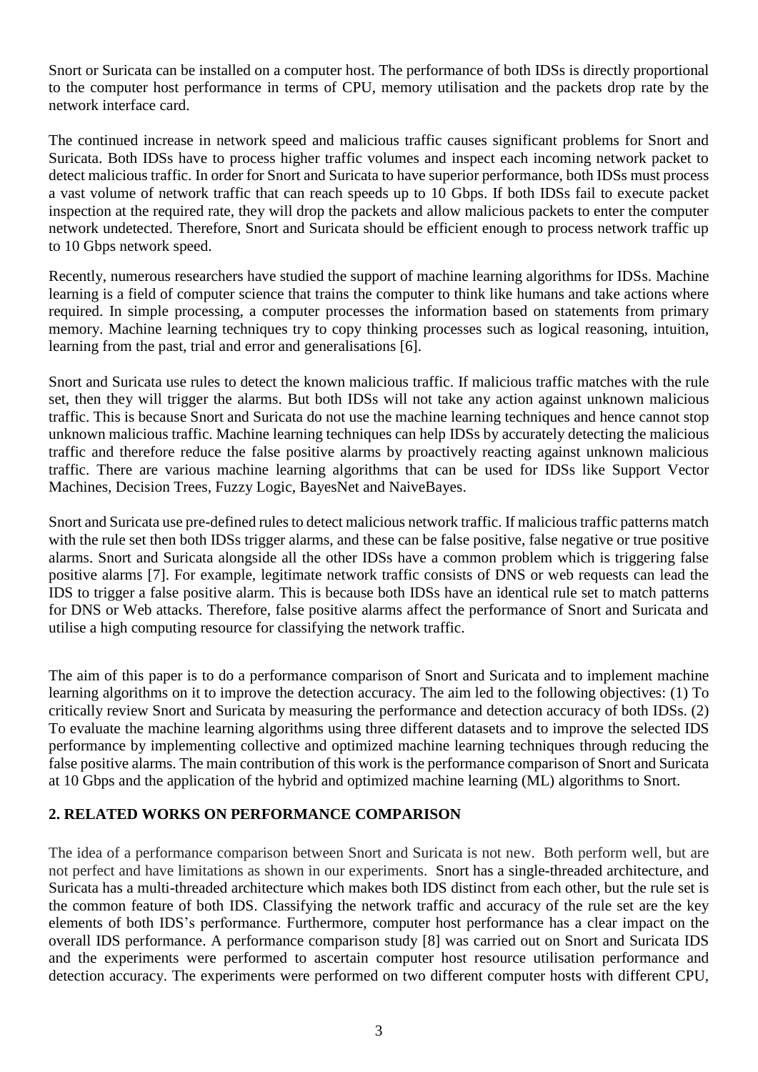Snort or Suricata can be installed on a computer host. The performance of both IDSs is directly proportional to the computer host performance in terms of CPU, memory utilisation and the packets drop rate by the network interface card.

The continued increase in network speed and malicious traffic causes significant problems for Snort and Suricata. Both IDSs have to process higher traffic volumes and inspect each incoming network packet to detect malicious traffic. In order for Snort and Suricata to have superior performance, both IDSs must process a vast volume of network traffic that can reach speeds up to 10 Gbps. If both IDSs fail to execute packet inspection at the required rate, they will drop the packets and allow malicious packets to enter the computer network undetected. Therefore, Snort and Suricata should be efficient enough to process network traffic up to 10 Gbps network speed.

Recently, numerous researchers have studied the support of machine learning algorithms for IDSs. Machine learning is a field of computer science that trains the computer to think like humans and take actions where required. In simple processing, a computer processes the information based on statements from primary memory. Machine learning techniques try to copy thinking processes such as logical reasoning, intuition, learning from the past, trial and error and generalisations [6].

Snort and Suricata use rules to detect the known malicious traffic. If malicious traffic matches with the rule set, then they will trigger the alarms. But both IDSs will not take any action against unknown malicious traffic. This is because Snort and Suricata do not use the machine learning techniques and hence cannot stop unknown malicious traffic. Machine learning techniques can help IDSs by accurately detecting the malicious traffic and therefore reduce the false positive alarms by proactively reacting against unknown malicious traffic. There are various machine learning algorithms that can be used for IDSs like Support Vector Machines, Decision Trees, Fuzzy Logic, BayesNet and NaiveBayes.

Snort and Suricata use pre-defined rules to detect malicious network traffic. If malicious traffic patterns match with the rule set then both IDSs trigger alarms, and these can be false positive, false negative or true positive alarms. Snort and Suricata alongside all the other IDSs have a common problem which is triggering false positive alarms [7]. For example, legitimate network traffic consists of DNS or web requests can lead the IDS to trigger a false positive alarm. This is because both IDSs have an identical rule set to match patterns for DNS or Web attacks. Therefore, false positive alarms affect the performance of Snort and Suricata and utilise a high computing resource for classifying the network traffic.

The aim of this paper is to do a performance comparison of Snort and Suricata and to implement machine learning algorithms on it to improve the detection accuracy. The aim led to the following objectives: (1) To critically review Snort and Suricata by measuring the performance and detection accuracy of both IDSs. (2) To evaluate the machine learning algorithms using three different datasets and to improve the selected IDS performance by implementing collective and optimized machine learning techniques through reducing the false positive alarms. The main contribution of this work is the performance comparison of Snort and Suricata at 10 Gbps and the application of the hybrid and optimized machine learning (ML) algorithms to Snort.

## 2. RELATED WORKS ON PERFORMANCE COMPARISON

The idea of a performance comparison between Snort and Suricata is not new. Both perform well, but are not perfect and have limitations as shown in our experiments. Snort has a single-threaded architecture, and Suricata has a multi-threaded architecture which makes both IDS distinct from each other, but the rule set is the common feature of both IDS. Classifying the network traffic and accuracy of the rule set are the key elements of both IDS's performance. Furthermore, computer host performance has a clear impact on the overall IDS performance. A performance comparison study [8] was carried out on Snort and Suricata IDS and the experiments were performed to ascertain computer host resource utilisation performance and detection accuracy. The experiments were performed on two different computer hosts with different CPU,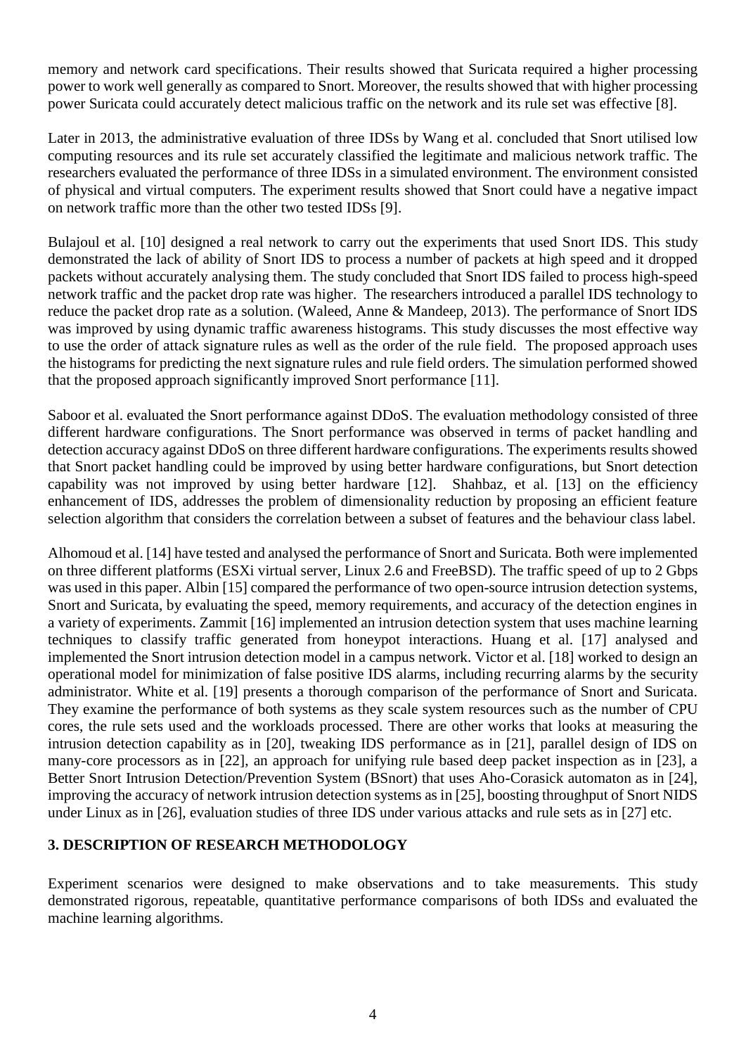memory and network card specifications. Their results showed that Suricata required a higher processing power to work well generally as compared to Snort. Moreover, the results showed that with higher processing power Suricata could accurately detect malicious traffic on the network and its rule set was effective [8].

Later in 2013, the administrative evaluation of three IDSs by Wang et al. concluded that Snort utilised low computing resources and its rule set accurately classified the legitimate and malicious network traffic. The researchers evaluated the performance of three IDSs in a simulated environment. The environment consisted of physical and virtual computers. The experiment results showed that Snort could have a negative impact on network traffic more than the other two tested IDSs [9].

Bulajoul et al. [10] designed a real network to carry out the experiments that used Snort IDS. This study demonstrated the lack of ability of Snort IDS to process a number of packets at high speed and it dropped packets without accurately analysing them. The study concluded that Snort IDS failed to process high-speed network traffic and the packet drop rate was higher. The researchers introduced a parallel IDS technology to reduce the packet drop rate as a solution. (Waleed, Anne & Mandeep, 2013). The performance of Snort IDS was improved by using dynamic traffic awareness histograms. This study discusses the most effective way to use the order of attack signature rules as well as the order of the rule field. The proposed approach uses the histograms for predicting the next signature rules and rule field orders. The simulation performed showed that the proposed approach significantly improved Snort performance [11].

Saboor et al. evaluated the Snort performance against DDoS. The evaluation methodology consisted of three different hardware configurations. The Snort performance was observed in terms of packet handling and detection accuracy against DDoS on three different hardware configurations. The experiments results showed that Snort packet handling could be improved by using better hardware configurations, but Snort detection capability was not improved by using better hardware [12]. Shahbaz, et al. [13] on the efficiency enhancement of IDS, addresses the problem of dimensionality reduction by proposing an efficient feature selection algorithm that considers the correlation between a subset of features and the behaviour class label.

Alhomoud et al. [14] have tested and analysed the performance of Snort and Suricata. Both were implemented on three different platforms (ESXi virtual server, Linux 2.6 and FreeBSD). The traffic speed of up to 2 Gbps was used in this paper. Albin [15] compared the performance of two open-source intrusion detection systems, Snort and Suricata, by evaluating the speed, memory requirements, and accuracy of the detection engines in a variety of experiments. Zammit [16] implemented an intrusion detection system that uses machine learning techniques to classify traffic generated from honeypot interactions. Huang et al. [17] analysed and implemented the Snort intrusion detection model in a campus network. Victor et al. [18] worked to design an operational model for minimization of false positive IDS alarms, including recurring alarms by the security administrator. White et al. [19] presents a thorough comparison of the performance of Snort and Suricata. They examine the performance of both systems as they scale system resources such as the number of CPU cores, the rule sets used and the workloads processed. There are other works that looks at measuring the intrusion detection capability as in [20], tweaking IDS performance as in [21], parallel design of IDS on many-core processors as in [22], an approach for unifying rule based deep packet inspection as in [23], a Better Snort Intrusion Detection/Prevention System (BSnort) that uses Aho-Corasick automaton as in [24], improving the accuracy of network intrusion detection systems as in [25], boosting throughput of Snort NIDS under Linux as in [26], evaluation studies of three IDS under various attacks and rule sets as in [27] etc.

## 3. DESCRIPTION OF RESEARCH METHODOLOGY

Experiment scenarios were designed to make observations and to take measurements. This study demonstrated rigorous, repeatable, quantitative performance comparisons of both IDSs and evaluated the machine learning algorithms.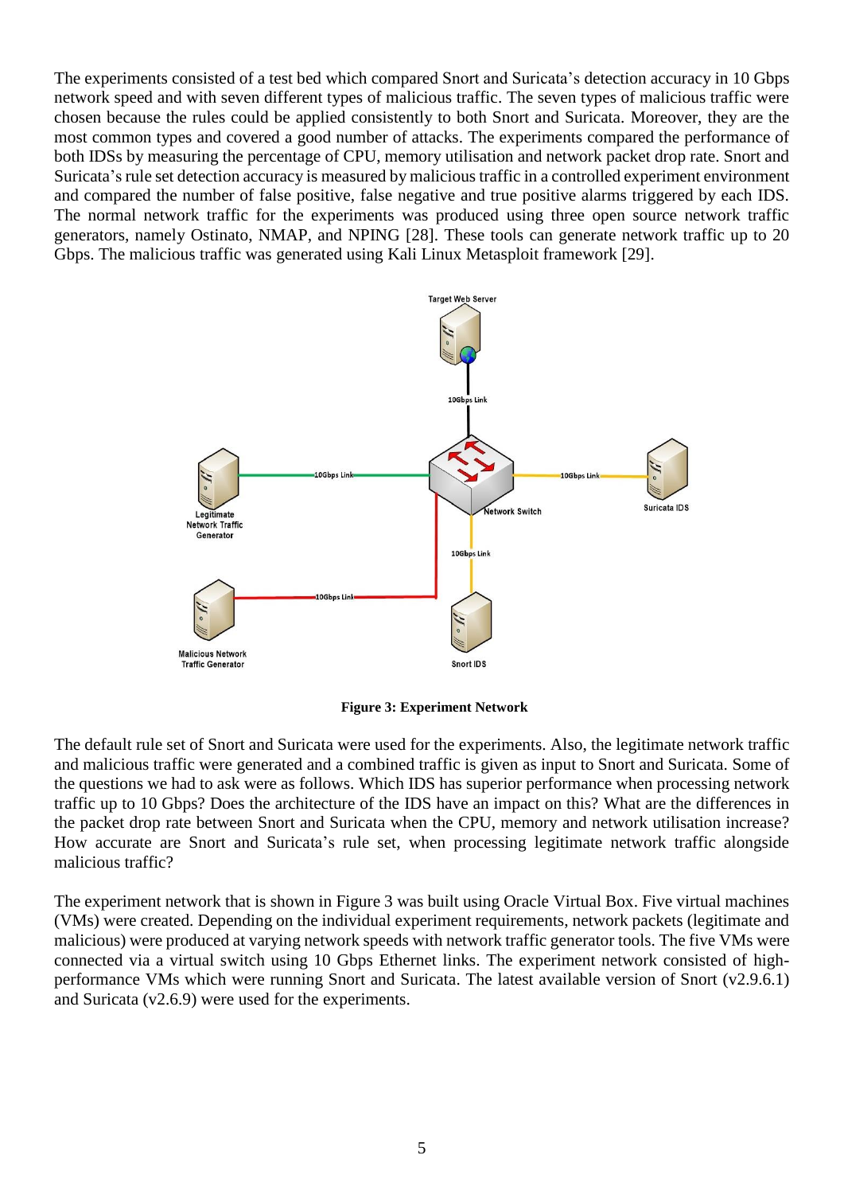The experiments consisted of a test bed which compared Snort and Suricata's detection accuracy in 10 Gbps network speed and with seven different types of malicious traffic. The seven types of malicious traffic were chosen because the rules could be applied consistently to both Snort and Suricata. Moreover, they are the most common types and covered a good number of attacks. The experiments compared the performance of both IDSs by measuring the percentage of CPU, memory utilisation and network packet drop rate. Snort and Suricata's rule set detection accuracy is measured by malicious traffic in a controlled experiment environment and compared the number of false positive, false negative and true positive alarms triggered by each IDS. The normal network traffic for the experiments was produced using three open source network traffic generators, namely Ostinato, NMAP, and NPING [28]. These tools can generate network traffic up to 20 Gbps. The malicious traffic was generated using Kali Linux Metasploit framework [29].

**Figure 3: Experiment Network**

The default rule set of Snort and Suricata were used for the experiments. Also, the legitimate network traffic and malicious traffic were generated and a combined traffic is given as input to Snort and Suricata. Some of the questions we had to ask were as follows. Which IDS has superior performance when processing network traffic up to 10 Gbps? Does the architecture of the IDS have an impact on this? What are the differences in the packet drop rate between Snort and Suricata when the CPU, memory and network utilisation increase? How accurate are Snort and Suricata's rule set, when processing legitimate network traffic alongside malicious traffic?

The experiment network that is shown in Figure 3 was built using Oracle Virtual Box. Five virtual machines (VMs) were created. Depending on the individual experiment requirements, network packets (legitimate and malicious) were produced at varying network speeds with network traffic generator tools. The five VMs were connected via a virtual switch using 10 Gbps Ethernet links. The experiment network consisted of high-performance VMs which were running Snort and Suricata. The latest available version of Snort (v2.9.6.1) and Suricata (v2.6.9) were used for the experiments.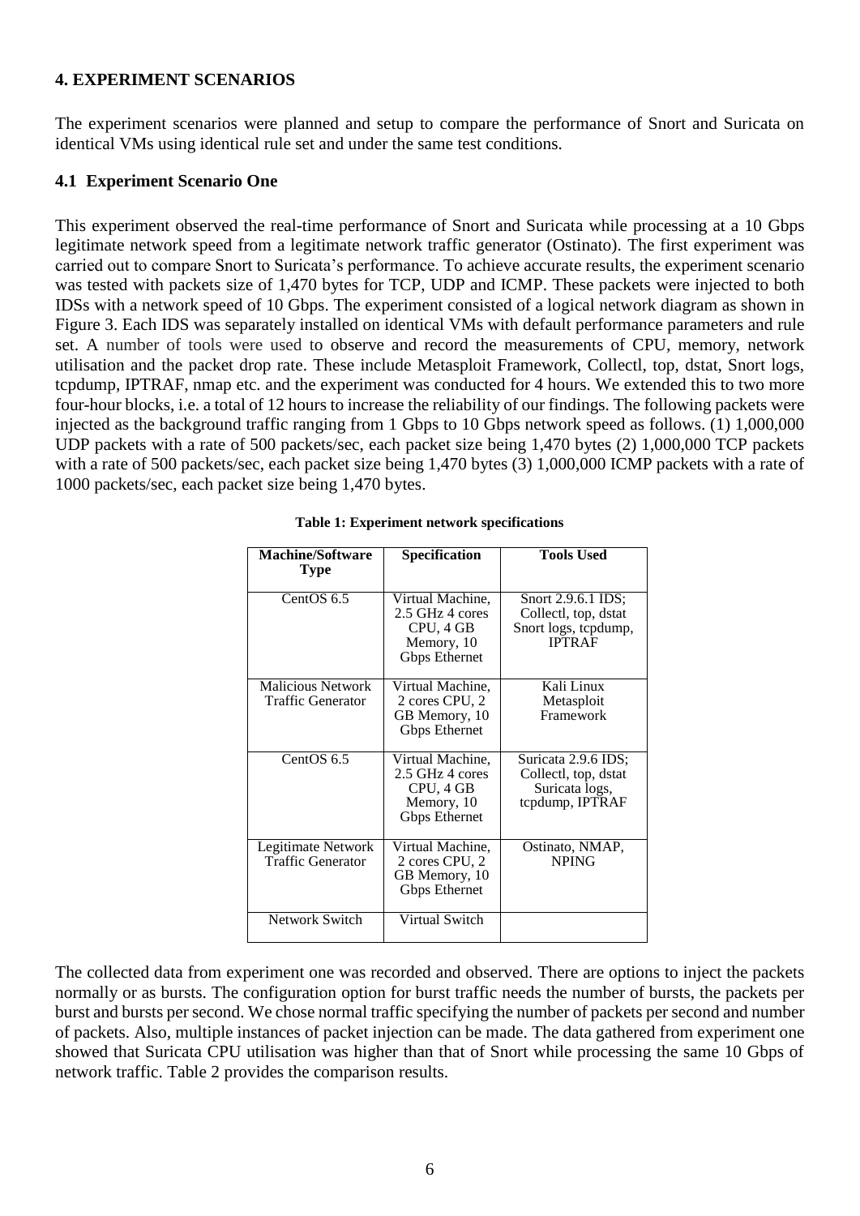## 4. EXPERIMENT SCENARIOS

The experiment scenarios were planned and setup to compare the performance of Snort and Suricata on identical VMs using identical rule set and under the same test conditions.

### 4.1 Experiment Scenario One

This experiment observed the real-time performance of Snort and Suricata while processing at a 10 Gbps legitimate network speed from a legitimate network traffic generator (Ostinato). The first experiment was carried out to compare Snort to Suricata's performance. To achieve accurate results, the experiment scenario was tested with packets size of 1,470 bytes for TCP, UDP and ICMP. These packets were injected to both IDSs with a network speed of 10 Gbps. The experiment consisted of a logical network diagram as shown in Figure 3. Each IDS was separately installed on identical VMs with default performance parameters and rule set. A number of tools were used to observe and record the measurements of CPU, memory, network utilisation and the packet drop rate. These include Metasploit Framework, Collectl, top, dstat, Snort logs, tcpdump, IPTRAF, nmap etc. and the experiment was conducted for 4 hours. We extended this to two more four-hour blocks, i.e. a total of 12 hours to increase the reliability of our findings. The following packets were injected as the background traffic ranging from 1 Gbps to 10 Gbps network speed as follows. (1) 1,000,000 UDP packets with a rate of 500 packets/sec, each packet size being 1,470 bytes (2) 1,000,000 TCP packets with a rate of 500 packets/sec, each packet size being 1,470 bytes (3) 1,000,000 ICMP packets with a rate of 1000 packets/sec, each packet size being 1,470 bytes.

**Table 1: Experiment network specifications**

| Machine/Software Type | Specification | Tools Used |
|---|---|---|
| CentOS 6.5 | Virtual Machine, 2.5 GHz 4 cores CPU, 4 GB Memory, 10 Gbps Ethernet | Snort 2.9.6.1 IDS; Collectl, top, dstat Snort logs, tcpdump, IPTRAF |
| Malicious Network Traffic Generator | Virtual Machine, 2 cores CPU, 2 GB Memory, 10 Gbps Ethernet | Kali Linux Metasploit Framework |
| CentOS 6.5 | Virtual Machine, 2.5 GHz 4 cores CPU, 4 GB Memory, 10 Gbps Ethernet | Suricata 2.9.6 IDS; Collectl, top, dstat Suricata logs, tcpdump, IPTRAF |
| Legitimate Network Traffic Generator | Virtual Machine, 2 cores CPU, 2 GB Memory, 10 Gbps Ethernet | Ostinato, NMAP, NPING |
| Network Switch | Virtual Switch | |

The collected data from experiment one was recorded and observed. There are options to inject the packets normally or as bursts. The configuration option for burst traffic needs the number of bursts, the packets per burst and bursts per second. We chose normal traffic specifying the number of packets per second and number of packets. Also, multiple instances of packet injection can be made. The data gathered from experiment one showed that Suricata CPU utilisation was higher than that of Snort while processing the same 10 Gbps of network traffic. Table 2 provides the comparison results.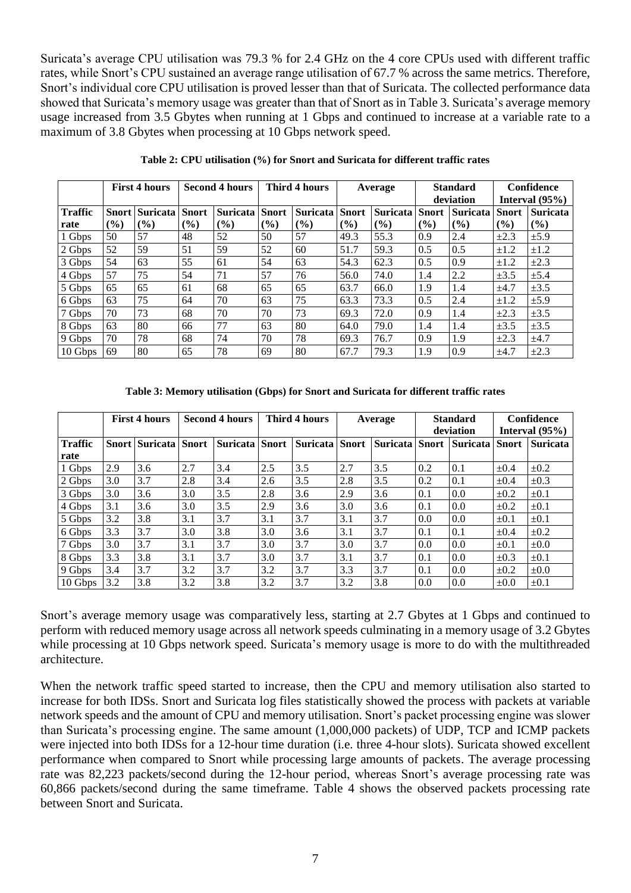Suricata's average CPU utilisation was 79.3 % for 2.4 GHz on the 4 core CPUs used with different traffic rates, while Snort's CPU sustained an average range utilisation of 67.7 % across the same metrics. Therefore, Snort's individual core CPU utilisation is proved lesser than that of Suricata. The collected performance data showed that Suricata's memory usage was greater than that of Snort as in Table 3. Suricata's average memory usage increased from 3.5 Gbytes when running at 1 Gbps and continued to increase at a variable rate to a maximum of 3.8 Gbytes when processing at 10 Gbps network speed.

**Table 2: CPU utilisation (%) for Snort and Suricata for different traffic rates**

| | First 4 hours | | Second 4 hours | | Third 4 hours | | Average | | Standard deviation | | Confidence Interval (95%) | |
|---|---|---|---|---|---|---|---|---|---|---|---|---|
| **Traffic rate** | **Snort (%)** | **Suricata (%)** | **Snort (%)** | **Suricata (%)** | **Snort (%)** | **Suricata (%)** | **Snort (%)** | **Suricata (%)** | **Snort (%)** | **Suricata (%)** | **Snort (%)** | **Suricata (%)** |
| 1 Gbps | 50 | 57 | 48 | 52 | 50 | 57 | 49.3 | 55.3 | 0.9 | 2.4 | ±2.3 | ±5.9 |
| 2 Gbps | 52 | 59 | 51 | 59 | 52 | 60 | 51.7 | 59.3 | 0.5 | 0.5 | ±1.2 | ±1.2 |
| 3 Gbps | 54 | 63 | 55 | 61 | 54 | 63 | 54.3 | 62.3 | 0.5 | 0.9 | ±1.2 | ±2.3 |
| 4 Gbps | 57 | 75 | 54 | 71 | 57 | 76 | 56.0 | 74.0 | 1.4 | 2.2 | ±3.5 | ±5.4 |
| 5 Gbps | 65 | 65 | 61 | 68 | 65 | 65 | 63.7 | 66.0 | 1.9 | 1.4 | ±4.7 | ±3.5 |
| 6 Gbps | 63 | 75 | 64 | 70 | 63 | 75 | 63.3 | 73.3 | 0.5 | 2.4 | ±1.2 | ±5.9 |
| 7 Gbps | 70 | 73 | 68 | 70 | 70 | 73 | 69.3 | 72.0 | 0.9 | 1.4 | ±2.3 | ±3.5 |
| 8 Gbps | 63 | 80 | 66 | 77 | 63 | 80 | 64.0 | 79.0 | 1.4 | 1.4 | ±3.5 | ±3.5 |
| 9 Gbps | 70 | 78 | 68 | 74 | 70 | 78 | 69.3 | 76.7 | 0.9 | 1.9 | ±2.3 | ±4.7 |
| 10 Gbps | 69 | 80 | 65 | 78 | 69 | 80 | 67.7 | 79.3 | 1.9 | 0.9 | ±4.7 | ±2.3 |

**Table 3: Memory utilisation (Gbps) for Snort and Suricata for different traffic rates**

| | First 4 hours | | Second 4 hours | | Third 4 hours | | Average | | Standard deviation | | Confidence Interval (95%) | |
|---|---|---|---|---|---|---|---|---|---|---|---|---|
| **Traffic rate** | **Snort** | **Suricata** | **Snort** | **Suricata** | **Snort** | **Suricata** | **Snort** | **Suricata** | **Snort** | **Suricata** | **Snort** | **Suricata** |
| 1 Gbps | 2.9 | 3.6 | 2.7 | 3.4 | 2.5 | 3.5 | 2.7 | 3.5 | 0.2 | 0.1 | ±0.4 | ±0.2 |
| 2 Gbps | 3.0 | 3.7 | 2.8 | 3.4 | 2.6 | 3.5 | 2.8 | 3.5 | 0.2 | 0.1 | ±0.4 | ±0.3 |
| 3 Gbps | 3.0 | 3.6 | 3.0 | 3.5 | 2.8 | 3.6 | 2.9 | 3.6 | 0.1 | 0.0 | ±0.2 | ±0.1 |
| 4 Gbps | 3.1 | 3.6 | 3.0 | 3.5 | 2.9 | 3.6 | 3.0 | 3.6 | 0.1 | 0.0 | ±0.2 | ±0.1 |
| 5 Gbps | 3.2 | 3.8 | 3.1 | 3.7 | 3.1 | 3.7 | 3.1 | 3.7 | 0.0 | 0.0 | ±0.1 | ±0.1 |
| 6 Gbps | 3.3 | 3.7 | 3.0 | 3.8 | 3.0 | 3.6 | 3.1 | 3.7 | 0.1 | 0.1 | ±0.4 | ±0.2 |
| 7 Gbps | 3.0 | 3.7 | 3.1 | 3.7 | 3.0 | 3.7 | 3.0 | 3.7 | 0.0 | 0.0 | ±0.1 | ±0.0 |
| 8 Gbps | 3.3 | 3.8 | 3.1 | 3.7 | 3.0 | 3.7 | 3.1 | 3.7 | 0.1 | 0.0 | ±0.3 | ±0.1 |
| 9 Gbps | 3.4 | 3.7 | 3.2 | 3.7 | 3.2 | 3.7 | 3.3 | 3.7 | 0.1 | 0.0 | ±0.2 | ±0.0 |
| 10 Gbps | 3.2 | 3.8 | 3.2 | 3.8 | 3.2 | 3.7 | 3.2 | 3.8 | 0.0 | 0.0 | ±0.0 | ±0.1 |

Snort's average memory usage was comparatively less, starting at 2.7 Gbytes at 1 Gbps and continued to perform with reduced memory usage across all network speeds culminating in a memory usage of 3.2 Gbytes while processing at 10 Gbps network speed. Suricata's memory usage is more to do with the multithreaded architecture.

When the network traffic speed started to increase, then the CPU and memory utilisation also started to increase for both IDSs. Snort and Suricata log files statistically showed the process with packets at variable network speeds and the amount of CPU and memory utilisation. Snort's packet processing engine was slower than Suricata's processing engine. The same amount (1,000,000 packets) of UDP, TCP and ICMP packets were injected into both IDSs for a 12-hour time duration (i.e. three 4-hour slots). Suricata showed excellent performance when compared to Snort while processing large amounts of packets. The average processing rate was 82,223 packets/second during the 12-hour period, whereas Snort's average processing rate was 60,866 packets/second during the same timeframe. Table 4 shows the observed packets processing rate between Snort and Suricata.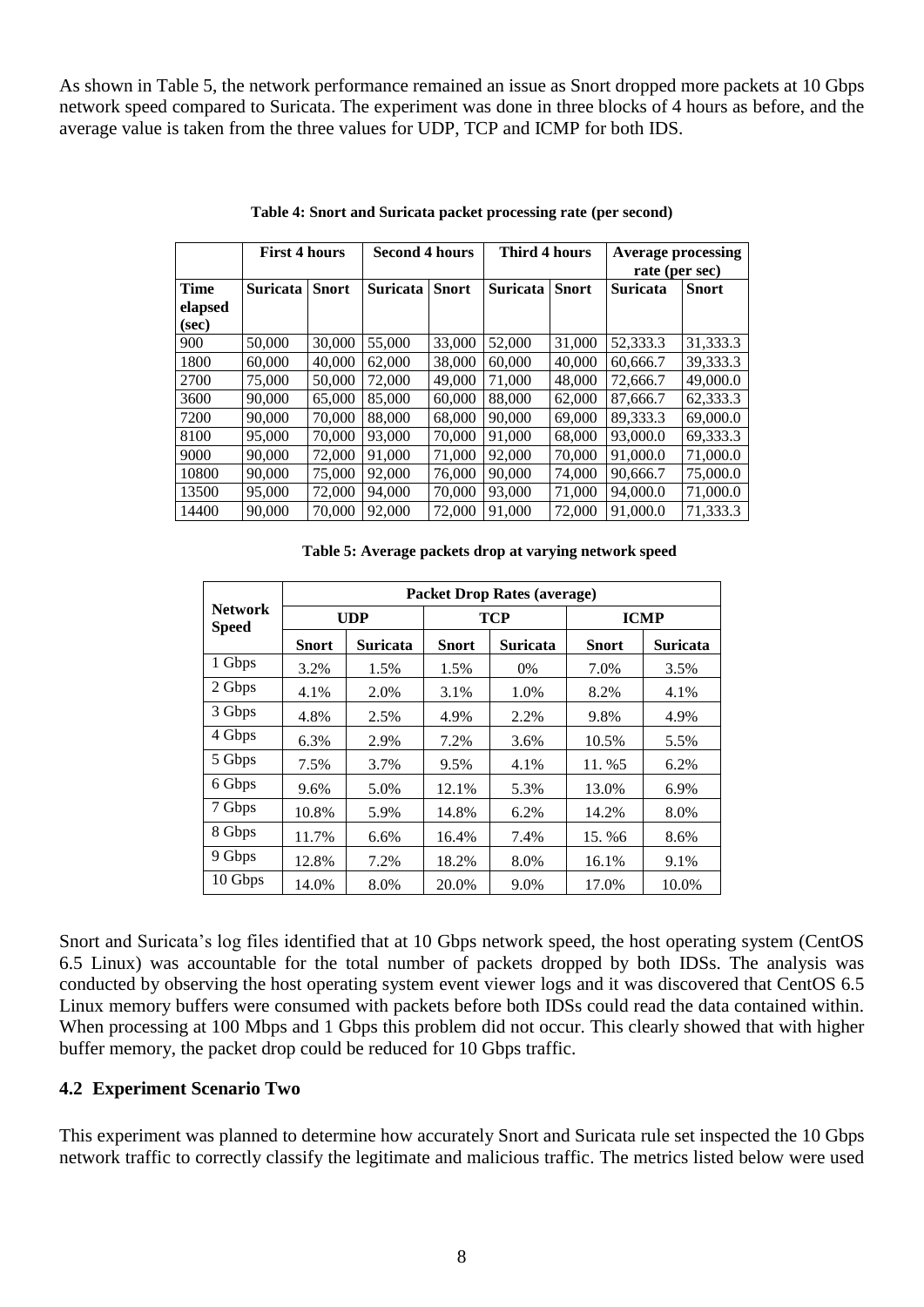As shown in Table 5, the network performance remained an issue as Snort dropped more packets at 10 Gbps network speed compared to Suricata. The experiment was done in three blocks of 4 hours as before, and the average value is taken from the three values for UDP, TCP and ICMP for both IDS.

**Table 4: Snort and Suricata packet processing rate (per second)**

| | First 4 hours | | Second 4 hours | | Third 4 hours | | Average processing rate (per sec) | |
|---|---|---|---|---|---|---|---|---|
| **Time elapsed (sec)** | **Suricata** | **Snort** | **Suricata** | **Snort** | **Suricata** | **Snort** | **Suricata** | **Snort** |
| 900 | 50,000 | 30,000 | 55,000 | 33,000 | 52,000 | 31,000 | 52,333.3 | 31,333.3 |
| 1800 | 60,000 | 40,000 | 62,000 | 38,000 | 60,000 | 40,000 | 60,666.7 | 39,333.3 |
| 2700 | 75,000 | 50,000 | 72,000 | 49,000 | 71,000 | 48,000 | 72,666.7 | 49,000.0 |
| 3600 | 90,000 | 65,000 | 85,000 | 60,000 | 88,000 | 62,000 | 87,666.7 | 62,333.3 |
| 7200 | 90,000 | 70,000 | 88,000 | 68,000 | 90,000 | 69,000 | 89,333.3 | 69,000.0 |
| 8100 | 95,000 | 70,000 | 93,000 | 70,000 | 91,000 | 68,000 | 93,000.0 | 69,333.3 |
| 9000 | 90,000 | 72,000 | 91,000 | 71,000 | 92,000 | 70,000 | 91,000.0 | 71,000.0 |
| 10800 | 90,000 | 75,000 | 92,000 | 76,000 | 90,000 | 74,000 | 90,666.7 | 75,000.0 |
| 13500 | 95,000 | 72,000 | 94,000 | 70,000 | 93,000 | 71,000 | 94,000.0 | 71,000.0 |
| 14400 | 90,000 | 70,000 | 92,000 | 72,000 | 91,000 | 72,000 | 91,000.0 | 71,333.3 |

**Table 5: Average packets drop at varying network speed**

| Network Speed | Packet Drop Rates (average) | | | | | |
|---|---|---|---|---|---|---|
| | UDP | | TCP | | ICMP | |
| | **Snort** | **Suricata** | **Snort** | **Suricata** | **Snort** | **Suricata** |
| 1 Gbps | 3.2% | 1.5% | 1.5% | 0% | 7.0% | 3.5% |
| 2 Gbps | 4.1% | 2.0% | 3.1% | 1.0% | 8.2% | 4.1% |
| 3 Gbps | 4.8% | 2.5% | 4.9% | 2.2% | 9.8% | 4.9% |
| 4 Gbps | 6.3% | 2.9% | 7.2% | 3.6% | 10.5% | 5.5% |
| 5 Gbps | 7.5% | 3.7% | 9.5% | 4.1% | 11. %5 | 6.2% |
| 6 Gbps | 9.6% | 5.0% | 12.1% | 5.3% | 13.0% | 6.9% |
| 7 Gbps | 10.8% | 5.9% | 14.8% | 6.2% | 14.2% | 8.0% |
| 8 Gbps | 11.7% | 6.6% | 16.4% | 7.4% | 15. %6 | 8.6% |
| 9 Gbps | 12.8% | 7.2% | 18.2% | 8.0% | 16.1% | 9.1% |
| 10 Gbps | 14.0% | 8.0% | 20.0% | 9.0% | 17.0% | 10.0% |

Snort and Suricata's log files identified that at 10 Gbps network speed, the host operating system (CentOS 6.5 Linux) was accountable for the total number of packets dropped by both IDSs. The analysis was conducted by observing the host operating system event viewer logs and it was discovered that CentOS 6.5 Linux memory buffers were consumed with packets before both IDSs could read the data contained within. When processing at 100 Mbps and 1 Gbps this problem did not occur. This clearly showed that with higher buffer memory, the packet drop could be reduced for 10 Gbps traffic.

### 4.2 Experiment Scenario Two

This experiment was planned to determine how accurately Snort and Suricata rule set inspected the 10 Gbps network traffic to correctly classify the legitimate and malicious traffic. The metrics listed below were used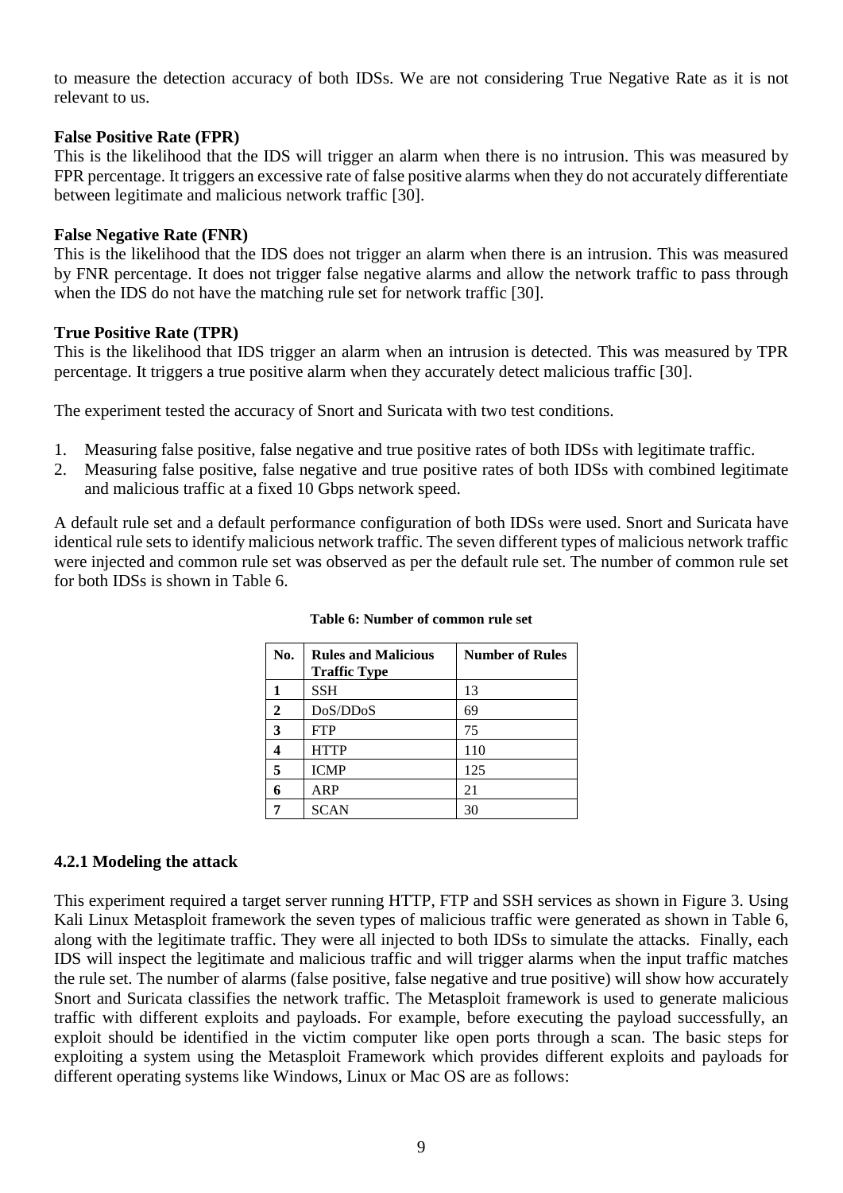to measure the detection accuracy of both IDSs. We are not considering True Negative Rate as it is not relevant to us.

**False Positive Rate (FPR)**

This is the likelihood that the IDS will trigger an alarm when there is no intrusion. This was measured by FPR percentage. It triggers an excessive rate of false positive alarms when they do not accurately differentiate between legitimate and malicious network traffic [30].

**False Negative Rate (FNR)**

This is the likelihood that the IDS does not trigger an alarm when there is an intrusion. This was measured by FNR percentage. It does not trigger false negative alarms and allow the network traffic to pass through when the IDS do not have the matching rule set for network traffic [30].

**True Positive Rate (TPR)**

This is the likelihood that IDS trigger an alarm when an intrusion is detected. This was measured by TPR percentage. It triggers a true positive alarm when they accurately detect malicious traffic [30].

The experiment tested the accuracy of Snort and Suricata with two test conditions.

1. Measuring false positive, false negative and true positive rates of both IDSs with legitimate traffic.
2. Measuring false positive, false negative and true positive rates of both IDSs with combined legitimate and malicious traffic at a fixed 10 Gbps network speed.

A default rule set and a default performance configuration of both IDSs were used. Snort and Suricata have identical rule sets to identify malicious network traffic. The seven different types of malicious network traffic were injected and common rule set was observed as per the default rule set. The number of common rule set for both IDSs is shown in Table 6.

**Table 6: Number of common rule set**

| No. | Rules and Malicious Traffic Type | Number of Rules |
|---|---|---|
| **1** | SSH | 13 |
| **2** | DoS/DDoS | 69 |
| **3** | FTP | 75 |
| **4** | HTTP | 110 |
| **5** | ICMP | 125 |
| **6** | ARP | 21 |
| **7** | SCAN | 30 |

### 4.2.1 Modeling the attack

This experiment required a target server running HTTP, FTP and SSH services as shown in Figure 3. Using Kali Linux Metasploit framework the seven types of malicious traffic were generated as shown in Table 6, along with the legitimate traffic. They were all injected to both IDSs to simulate the attacks. Finally, each IDS will inspect the legitimate and malicious traffic and will trigger alarms when the input traffic matches the rule set. The number of alarms (false positive, false negative and true positive) will show how accurately Snort and Suricata classifies the network traffic. The Metasploit framework is used to generate malicious traffic with different exploits and payloads. For example, before executing the payload successfully, an exploit should be identified in the victim computer like open ports through a scan. The basic steps for exploiting a system using the Metasploit Framework which provides different exploits and payloads for different operating systems like Windows, Linux or Mac OS are as follows: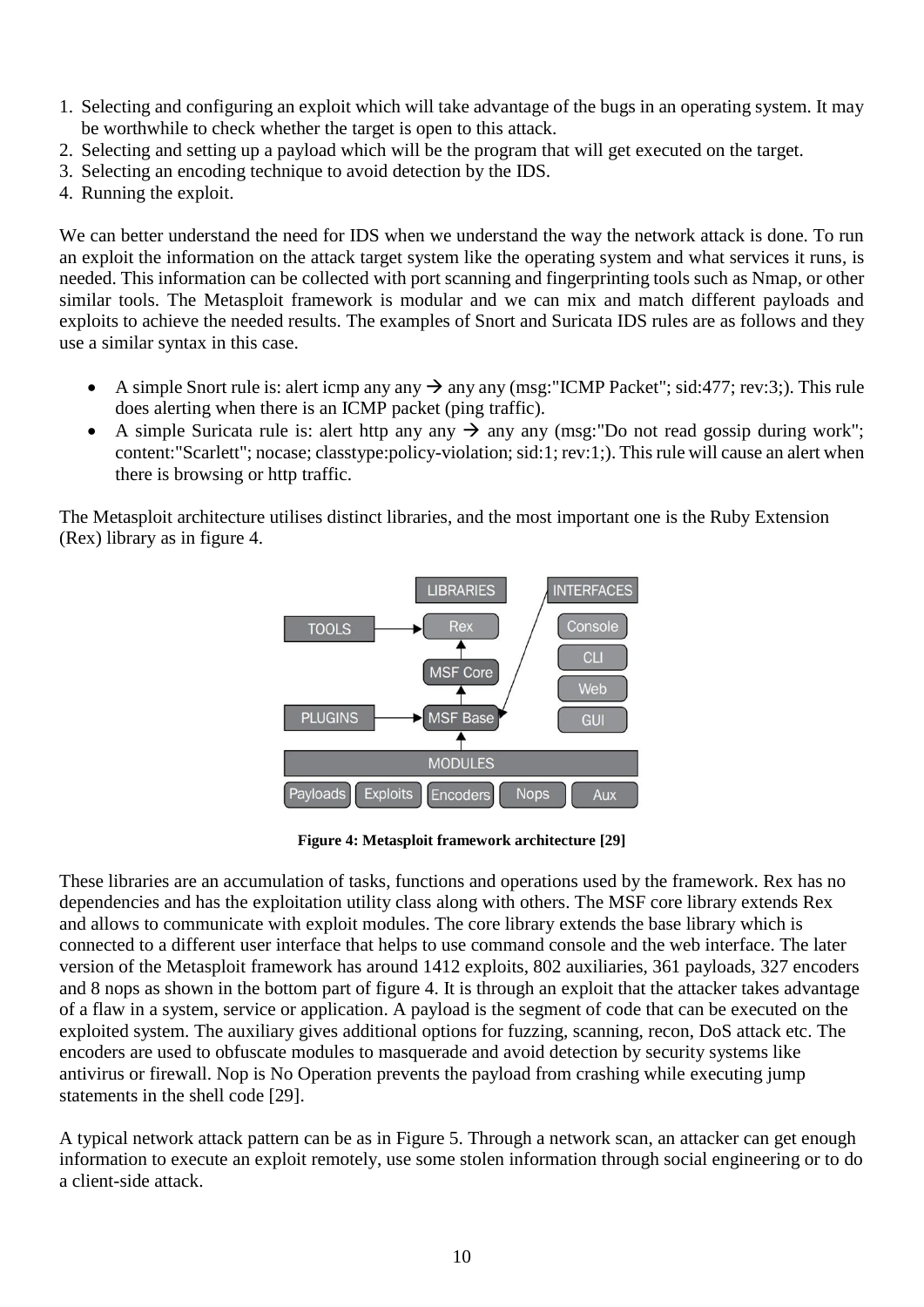1. Selecting and configuring an exploit which will take advantage of the bugs in an operating system. It may be worthwhile to check whether the target is open to this attack.
2. Selecting and setting up a payload which will be the program that will get executed on the target.
3. Selecting an encoding technique to avoid detection by the IDS.
4. Running the exploit.

We can better understand the need for IDS when we understand the way the network attack is done. To run an exploit the information on the attack target system like the operating system and what services it runs, is needed. This information can be collected with port scanning and fingerprinting tools such as Nmap, or other similar tools. The Metasploit framework is modular and we can mix and match different payloads and exploits to achieve the needed results. The examples of Snort and Suricata IDS rules are as follows and they use a similar syntax in this case.

- A simple Snort rule is: alert icmp any any → any any (msg:"ICMP Packet"; sid:477; rev:3;). This rule does alerting when there is an ICMP packet (ping traffic).
- A simple Suricata rule is: alert http any any → any any (msg:"Do not read gossip during work"; content:"Scarlett"; nocase; classtype:policy-violation; sid:1; rev:1;). This rule will cause an alert when there is browsing or http traffic.

The Metasploit architecture utilises distinct libraries, and the most important one is the Ruby Extension (Rex) library as in figure 4.

**Figure 4: Metasploit framework architecture [29]**

These libraries are an accumulation of tasks, functions and operations used by the framework. Rex has no dependencies and has the exploitation utility class along with others. The MSF core library extends Rex and allows to communicate with exploit modules. The core library extends the base library which is connected to a different user interface that helps to use command console and the web interface. The later version of the Metasploit framework has around 1412 exploits, 802 auxiliaries, 361 payloads, 327 encoders and 8 nops as shown in the bottom part of figure 4. It is through an exploit that the attacker takes advantage of a flaw in a system, service or application. A payload is the segment of code that can be executed on the exploited system. The auxiliary gives additional options for fuzzing, scanning, recon, DoS attack etc. The encoders are used to obfuscate modules to masquerade and avoid detection by security systems like antivirus or firewall. Nop is No Operation prevents the payload from crashing while executing jump statements in the shell code [29].

A typical network attack pattern can be as in Figure 5. Through a network scan, an attacker can get enough information to execute an exploit remotely, use some stolen information through social engineering or to do a client-side attack.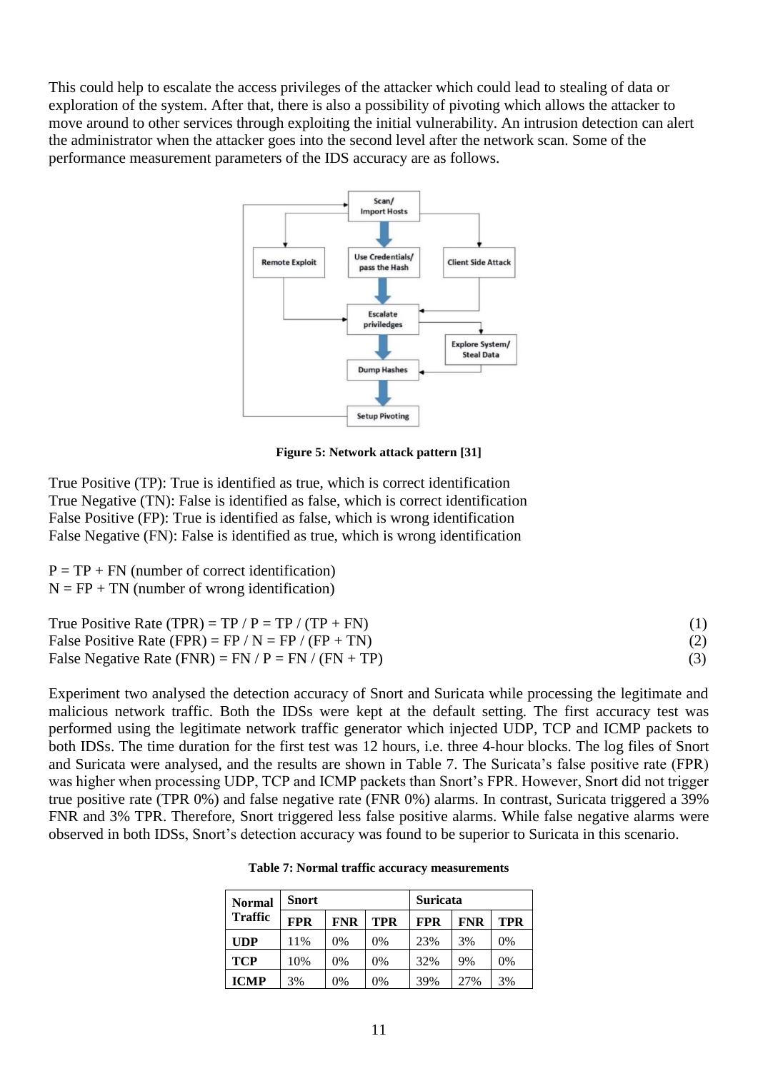This could help to escalate the access privileges of the attacker which could lead to stealing of data or exploration of the system. After that, there is also a possibility of pivoting which allows the attacker to move around to other services through exploiting the initial vulnerability. An intrusion detection can alert the administrator when the attacker goes into the second level after the network scan. Some of the performance measurement parameters of the IDS accuracy are as follows.

**Figure 5: Network attack pattern [31]**

True Positive (TP): True is identified as true, which is correct identification
True Negative (TN): False is identified as false, which is correct identification
False Positive (FP): True is identified as false, which is wrong identification
False Negative (FN): False is identified as true, which is wrong identification

P = TP + FN (number of correct identification)
N = FP + TN (number of wrong identification)

$$\text{True Positive Rate (TPR)} = TP / P = TP / (TP + FN) \quad (1)$$

$$\text{False Positive Rate (FPR)} = FP / N = FP / (FP + TN) \quad (2)$$

$$\text{False Negative Rate (FNR)} = FN / P = FN / (FN + TP) \quad (3)$$

Experiment two analysed the detection accuracy of Snort and Suricata while processing the legitimate and malicious network traffic. Both the IDSs were kept at the default setting. The first accuracy test was performed using the legitimate network traffic generator which injected UDP, TCP and ICMP packets to both IDSs. The time duration for the first test was 12 hours, i.e. three 4-hour blocks. The log files of Snort and Suricata were analysed, and the results are shown in Table 7. The Suricata's false positive rate (FPR) was higher when processing UDP, TCP and ICMP packets than Snort's FPR. However, Snort did not trigger true positive rate (TPR 0%) and false negative rate (FNR 0%) alarms. In contrast, Suricata triggered a 39% FNR and 3% TPR. Therefore, Snort triggered less false positive alarms. While false negative alarms were observed in both IDSs, Snort's detection accuracy was found to be superior to Suricata in this scenario.

**Table 7: Normal traffic accuracy measurements**

| Normal Traffic | Snort | | | Suricata | | |
|---|---|---|---|---|---|---|
| | **FPR** | **FNR** | **TPR** | **FPR** | **FNR** | **TPR** |
| **UDP** | 11% | 0% | 0% | 23% | 3% | 0% |
| **TCP** | 10% | 0% | 0% | 32% | 9% | 0% |
| **ICMP** | 3% | 0% | 0% | 39% | 27% | 3% |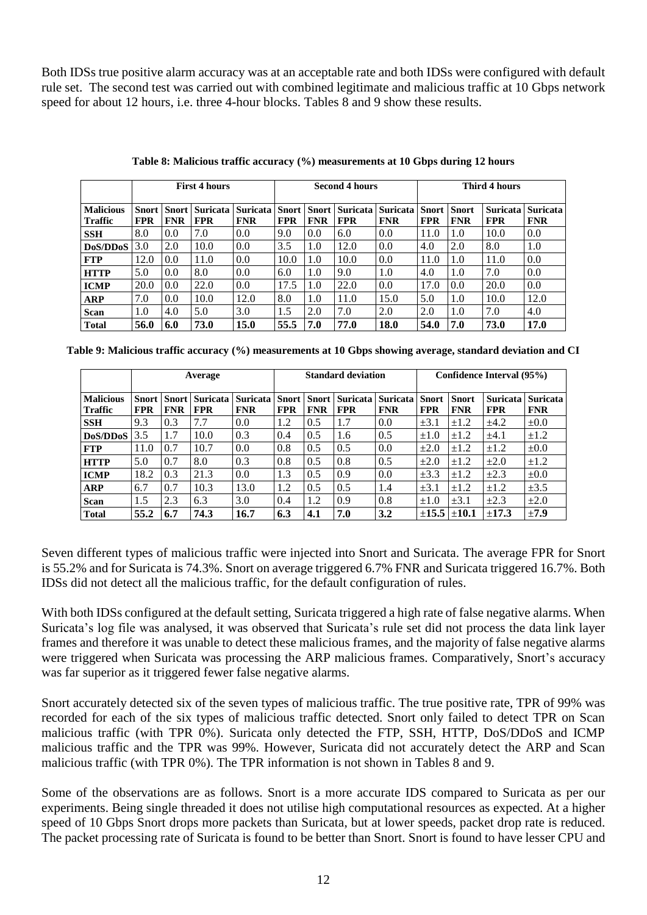Both IDSs true positive alarm accuracy was at an acceptable rate and both IDSs were configured with default rule set. The second test was carried out with combined legitimate and malicious traffic at 10 Gbps network speed for about 12 hours, i.e. three 4-hour blocks. Tables 8 and 9 show these results.

**Table 8: Malicious traffic accuracy (%) measurements at 10 Gbps during 12 hours**

| | First 4 hours | | | | Second 4 hours | | | | Third 4 hours | | | |
|---|---|---|---|---|---|---|---|---|---|---|---|---|
| **Malicious Traffic** | **Snort FPR** | **Snort FNR** | **Suricata FPR** | **Suricata FNR** | **Snort FPR** | **Snort FNR** | **Suricata FPR** | **Suricata FNR** | **Snort FPR** | **Snort FNR** | **Suricata FPR** | **Suricata FNR** |
| **SSH** | 8.0 | 0.0 | 7.0 | 0.0 | 9.0 | 0.0 | 6.0 | 0.0 | 11.0 | 1.0 | 10.0 | 0.0 |
| **DoS/DDoS** | 3.0 | 2.0 | 10.0 | 0.0 | 3.5 | 1.0 | 12.0 | 0.0 | 4.0 | 2.0 | 8.0 | 1.0 |
| **FTP** | 12.0 | 0.0 | 11.0 | 0.0 | 10.0 | 1.0 | 10.0 | 0.0 | 11.0 | 1.0 | 11.0 | 0.0 |
| **HTTP** | 5.0 | 0.0 | 8.0 | 0.0 | 6.0 | 1.0 | 9.0 | 1.0 | 4.0 | 1.0 | 7.0 | 0.0 |
| **ICMP** | 20.0 | 0.0 | 22.0 | 0.0 | 17.5 | 1.0 | 22.0 | 0.0 | 17.0 | 0.0 | 20.0 | 0.0 |
| **ARP** | 7.0 | 0.0 | 10.0 | 12.0 | 8.0 | 1.0 | 11.0 | 15.0 | 5.0 | 1.0 | 10.0 | 12.0 |
| **Scan** | 1.0 | 4.0 | 5.0 | 3.0 | 1.5 | 2.0 | 7.0 | 2.0 | 2.0 | 1.0 | 7.0 | 4.0 |
| **Total** | **56.0** | **6.0** | **73.0** | **15.0** | **55.5** | **7.0** | **77.0** | **18.0** | **54.0** | **7.0** | **73.0** | **17.0** |

**Table 9: Malicious traffic accuracy (%) measurements at 10 Gbps showing average, standard deviation and CI**

| | Average | | | | Standard deviation | | | | Confidence Interval (95%) | | | |
|---|---|---|---|---|---|---|---|---|---|---|---|---|
| **Malicious Traffic** | **Snort FPR** | **Snort FNR** | **Suricata FPR** | **Suricata FNR** | **Snort FPR** | **Snort FNR** | **Suricata FPR** | **Suricata FNR** | **Snort FPR** | **Snort FNR** | **Suricata FPR** | **Suricata FNR** |
| **SSH** | 9.3 | 0.3 | 7.7 | 0.0 | 1.2 | 0.5 | 1.7 | 0.0 | ±3.1 | ±1.2 | ±4.2 | ±0.0 |
| **DoS/DDoS** | 3.5 | 1.7 | 10.0 | 0.3 | 0.4 | 0.5 | 1.6 | 0.5 | ±1.0 | ±1.2 | ±4.1 | ±1.2 |
| **FTP** | 11.0 | 0.7 | 10.7 | 0.0 | 0.8 | 0.5 | 0.5 | 0.0 | ±2.0 | ±1.2 | ±1.2 | ±0.0 |
| **HTTP** | 5.0 | 0.7 | 8.0 | 0.3 | 0.8 | 0.5 | 0.8 | 0.5 | ±2.0 | ±1.2 | ±2.0 | ±1.2 |
| **ICMP** | 18.2 | 0.3 | 21.3 | 0.0 | 1.3 | 0.5 | 0.9 | 0.0 | ±3.3 | ±1.2 | ±2.3 | ±0.0 |
| **ARP** | 6.7 | 0.7 | 10.3 | 13.0 | 1.2 | 0.5 | 0.5 | 1.4 | ±3.1 | ±1.2 | ±1.2 | ±3.5 |
| **Scan** | 1.5 | 2.3 | 6.3 | 3.0 | 0.4 | 1.2 | 0.9 | 0.8 | ±1.0 | ±3.1 | ±2.3 | ±2.0 |
| **Total** | **55.2** | **6.7** | **74.3** | **16.7** | **6.3** | **4.1** | **7.0** | **3.2** | **±15.5** | **±10.1** | **±17.3** | **±7.9** |

Seven different types of malicious traffic were injected into Snort and Suricata. The average FPR for Snort is 55.2% and for Suricata is 74.3%. Snort on average triggered 6.7% FNR and Suricata triggered 16.7%. Both IDSs did not detect all the malicious traffic, for the default configuration of rules.

With both IDSs configured at the default setting, Suricata triggered a high rate of false negative alarms. When Suricata's log file was analysed, it was observed that Suricata's rule set did not process the data link layer frames and therefore it was unable to detect these malicious frames, and the majority of false negative alarms were triggered when Suricata was processing the ARP malicious frames. Comparatively, Snort's accuracy was far superior as it triggered fewer false negative alarms.

Snort accurately detected six of the seven types of malicious traffic. The true positive rate, TPR of 99% was recorded for each of the six types of malicious traffic detected. Snort only failed to detect TPR on Scan malicious traffic (with TPR 0%). Suricata only detected the FTP, SSH, HTTP, DoS/DDoS and ICMP malicious traffic and the TPR was 99%. However, Suricata did not accurately detect the ARP and Scan malicious traffic (with TPR 0%). The TPR information is not shown in Tables 8 and 9.

Some of the observations are as follows. Snort is a more accurate IDS compared to Suricata as per our experiments. Being single threaded it does not utilise high computational resources as expected. At a higher speed of 10 Gbps Snort drops more packets than Suricata, but at lower speeds, packet drop rate is reduced. The packet processing rate of Suricata is found to be better than Snort. Snort is found to have lesser CPU and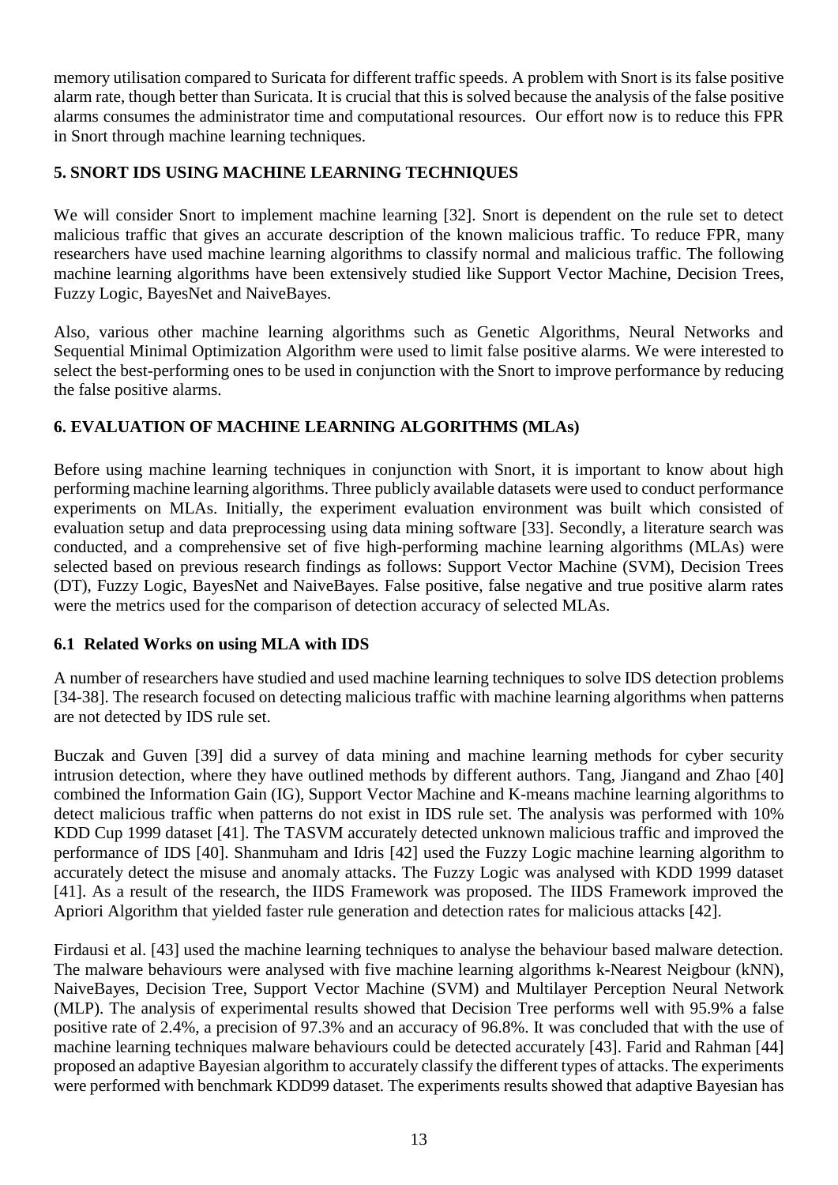memory utilisation compared to Suricata for different traffic speeds. A problem with Snort is its false positive alarm rate, though better than Suricata. It is crucial that this is solved because the analysis of the false positive alarms consumes the administrator time and computational resources. Our effort now is to reduce this FPR in Snort through machine learning techniques.

## 5. SNORT IDS USING MACHINE LEARNING TECHNIQUES

We will consider Snort to implement machine learning [32]. Snort is dependent on the rule set to detect malicious traffic that gives an accurate description of the known malicious traffic. To reduce FPR, many researchers have used machine learning algorithms to classify normal and malicious traffic. The following machine learning algorithms have been extensively studied like Support Vector Machine, Decision Trees, Fuzzy Logic, BayesNet and NaiveBayes.

Also, various other machine learning algorithms such as Genetic Algorithms, Neural Networks and Sequential Minimal Optimization Algorithm were used to limit false positive alarms. We were interested to select the best-performing ones to be used in conjunction with the Snort to improve performance by reducing the false positive alarms.

## 6. EVALUATION OF MACHINE LEARNING ALGORITHMS (MLAs)

Before using machine learning techniques in conjunction with Snort, it is important to know about high performing machine learning algorithms. Three publicly available datasets were used to conduct performance experiments on MLAs. Initially, the experiment evaluation environment was built which consisted of evaluation setup and data preprocessing using data mining software [33]. Secondly, a literature search was conducted, and a comprehensive set of five high-performing machine learning algorithms (MLAs) were selected based on previous research findings as follows: Support Vector Machine (SVM), Decision Trees (DT), Fuzzy Logic, BayesNet and NaiveBayes. False positive, false negative and true positive alarm rates were the metrics used for the comparison of detection accuracy of selected MLAs.

### 6.1 Related Works on using MLA with IDS

A number of researchers have studied and used machine learning techniques to solve IDS detection problems [34-38]. The research focused on detecting malicious traffic with machine learning algorithms when patterns are not detected by IDS rule set.

Buczak and Guven [39] did a survey of data mining and machine learning methods for cyber security intrusion detection, where they have outlined methods by different authors. Tang, Jiangand and Zhao [40] combined the Information Gain (IG), Support Vector Machine and K-means machine learning algorithms to detect malicious traffic when patterns do not exist in IDS rule set. The analysis was performed with 10% KDD Cup 1999 dataset [41]. The TASVM accurately detected unknown malicious traffic and improved the performance of IDS [40]. Shanmuham and Idris [42] used the Fuzzy Logic machine learning algorithm to accurately detect the misuse and anomaly attacks. The Fuzzy Logic was analysed with KDD 1999 dataset [41]. As a result of the research, the IIDS Framework was proposed. The IIDS Framework improved the Apriori Algorithm that yielded faster rule generation and detection rates for malicious attacks [42].

Firdausi et al. [43] used the machine learning techniques to analyse the behaviour based malware detection. The malware behaviours were analysed with five machine learning algorithms k-Nearest Neigbour (kNN), NaiveBayes, Decision Tree, Support Vector Machine (SVM) and Multilayer Perception Neural Network (MLP). The analysis of experimental results showed that Decision Tree performs well with 95.9% a false positive rate of 2.4%, a precision of 97.3% and an accuracy of 96.8%. It was concluded that with the use of machine learning techniques malware behaviours could be detected accurately [43]. Farid and Rahman [44] proposed an adaptive Bayesian algorithm to accurately classify the different types of attacks. The experiments were performed with benchmark KDD99 dataset. The experiments results showed that adaptive Bayesian has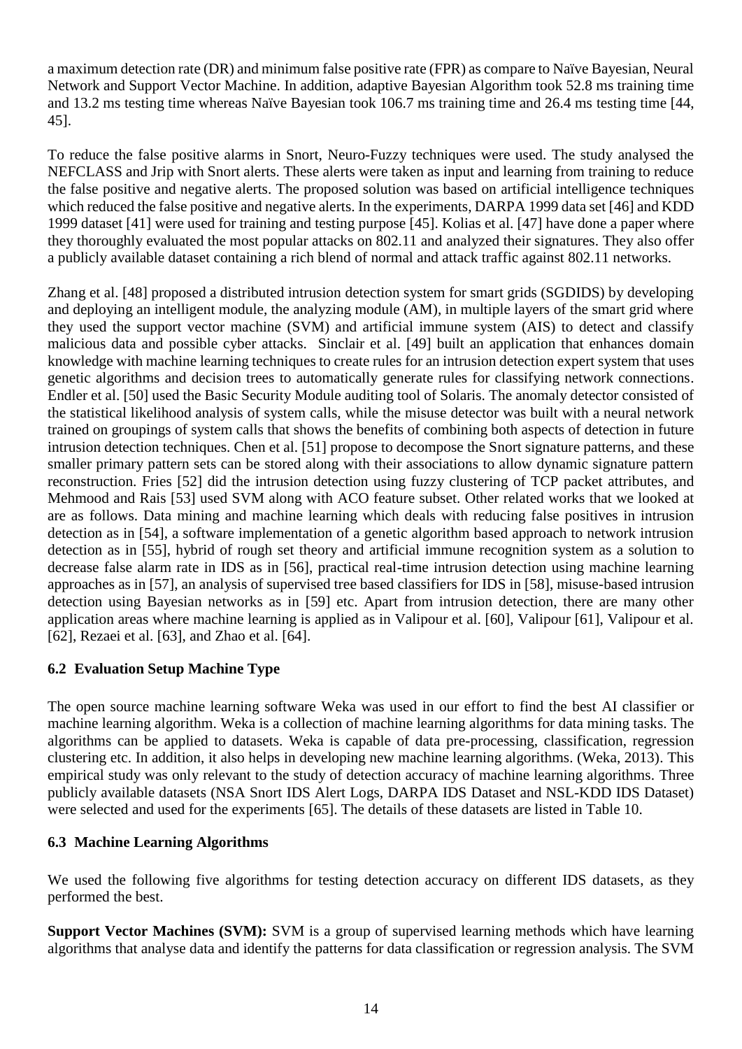a maximum detection rate (DR) and minimum false positive rate (FPR) as compare to Naïve Bayesian, Neural Network and Support Vector Machine. In addition, adaptive Bayesian Algorithm took 52.8 ms training time and 13.2 ms testing time whereas Naïve Bayesian took 106.7 ms training time and 26.4 ms testing time [44, 45].

To reduce the false positive alarms in Snort, Neuro-Fuzzy techniques were used. The study analysed the NEFCLASS and Jrip with Snort alerts. These alerts were taken as input and learning from training to reduce the false positive and negative alerts. The proposed solution was based on artificial intelligence techniques which reduced the false positive and negative alerts. In the experiments, DARPA 1999 data set [46] and KDD 1999 dataset [41] were used for training and testing purpose [45]. Kolias et al. [47] have done a paper where they thoroughly evaluated the most popular attacks on 802.11 and analyzed their signatures. They also offer a publicly available dataset containing a rich blend of normal and attack traffic against 802.11 networks.

Zhang et al. [48] proposed a distributed intrusion detection system for smart grids (SGDIDS) by developing and deploying an intelligent module, the analyzing module (AM), in multiple layers of the smart grid where they used the support vector machine (SVM) and artificial immune system (AIS) to detect and classify malicious data and possible cyber attacks. Sinclair et al. [49] built an application that enhances domain knowledge with machine learning techniques to create rules for an intrusion detection expert system that uses genetic algorithms and decision trees to automatically generate rules for classifying network connections. Endler et al. [50] used the Basic Security Module auditing tool of Solaris. The anomaly detector consisted of the statistical likelihood analysis of system calls, while the misuse detector was built with a neural network trained on groupings of system calls that shows the benefits of combining both aspects of detection in future intrusion detection techniques. Chen et al. [51] propose to decompose the Snort signature patterns, and these smaller primary pattern sets can be stored along with their associations to allow dynamic signature pattern reconstruction. Fries [52] did the intrusion detection using fuzzy clustering of TCP packet attributes, and Mehmood and Rais [53] used SVM along with ACO feature subset. Other related works that we looked at are as follows. Data mining and machine learning which deals with reducing false positives in intrusion detection as in [54], a software implementation of a genetic algorithm based approach to network intrusion detection as in [55], hybrid of rough set theory and artificial immune recognition system as a solution to decrease false alarm rate in IDS as in [56], practical real-time intrusion detection using machine learning approaches as in [57], an analysis of supervised tree based classifiers for IDS in [58], misuse-based intrusion detection using Bayesian networks as in [59] etc. Apart from intrusion detection, there are many other application areas where machine learning is applied as in Valipour et al. [60], Valipour [61], Valipour et al. [62], Rezaei et al. [63], and Zhao et al. [64].

### 6.2 Evaluation Setup Machine Type

The open source machine learning software Weka was used in our effort to find the best AI classifier or machine learning algorithm. Weka is a collection of machine learning algorithms for data mining tasks. The algorithms can be applied to datasets. Weka is capable of data pre-processing, classification, regression clustering etc. In addition, it also helps in developing new machine learning algorithms. (Weka, 2013). This empirical study was only relevant to the study of detection accuracy of machine learning algorithms. Three publicly available datasets (NSA Snort IDS Alert Logs, DARPA IDS Dataset and NSL-KDD IDS Dataset) were selected and used for the experiments [65]. The details of these datasets are listed in Table 10.

### 6.3 Machine Learning Algorithms

We used the following five algorithms for testing detection accuracy on different IDS datasets, as they performed the best.

**Support Vector Machines (SVM):** SVM is a group of supervised learning methods which have learning algorithms that analyse data and identify the patterns for data classification or regression analysis. The SVM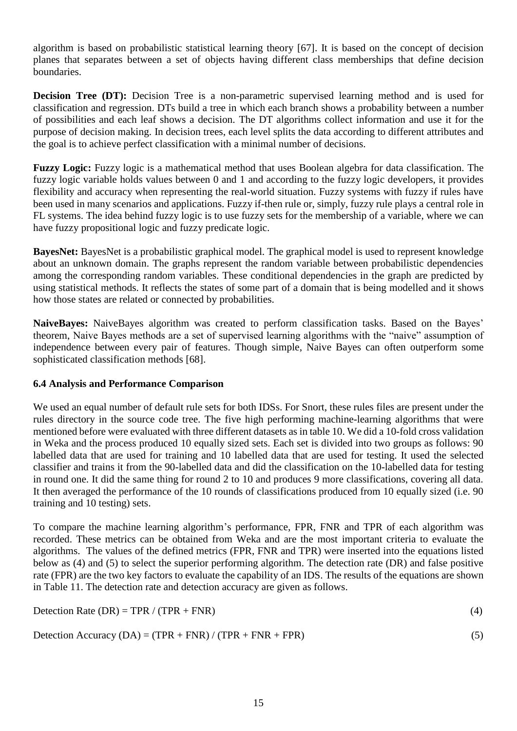algorithm is based on probabilistic statistical learning theory [67]. It is based on the concept of decision planes that separates between a set of objects having different class memberships that define decision boundaries.

**Decision Tree (DT):** Decision Tree is a non-parametric supervised learning method and is used for classification and regression. DTs build a tree in which each branch shows a probability between a number of possibilities and each leaf shows a decision. The DT algorithms collect information and use it for the purpose of decision making. In decision trees, each level splits the data according to different attributes and the goal is to achieve perfect classification with a minimal number of decisions.

**Fuzzy Logic:** Fuzzy logic is a mathematical method that uses Boolean algebra for data classification. The fuzzy logic variable holds values between 0 and 1 and according to the fuzzy logic developers, it provides flexibility and accuracy when representing the real-world situation. Fuzzy systems with fuzzy if rules have been used in many scenarios and applications. Fuzzy if-then rule or, simply, fuzzy rule plays a central role in FL systems. The idea behind fuzzy logic is to use fuzzy sets for the membership of a variable, where we can have fuzzy propositional logic and fuzzy predicate logic.

**BayesNet:** BayesNet is a probabilistic graphical model. The graphical model is used to represent knowledge about an unknown domain. The graphs represent the random variable between probabilistic dependencies among the corresponding random variables. These conditional dependencies in the graph are predicted by using statistical methods. It reflects the states of some part of a domain that is being modelled and it shows how those states are related or connected by probabilities.

**NaiveBayes:** NaiveBayes algorithm was created to perform classification tasks. Based on the Bayes' theorem, Naive Bayes methods are a set of supervised learning algorithms with the "naive" assumption of independence between every pair of features. Though simple, Naive Bayes can often outperform some sophisticated classification methods [68].

### 6.4 Analysis and Performance Comparison

We used an equal number of default rule sets for both IDSs. For Snort, these rules files are present under the rules directory in the source code tree. The five high performing machine-learning algorithms that were mentioned before were evaluated with three different datasets as in table 10. We did a 10-fold cross validation in Weka and the process produced 10 equally sized sets. Each set is divided into two groups as follows: 90 labelled data that are used for training and 10 labelled data that are used for testing. It used the selected classifier and trains it from the 90-labelled data and did the classification on the 10-labelled data for testing in round one. It did the same thing for round 2 to 10 and produces 9 more classifications, covering all data. It then averaged the performance of the 10 rounds of classifications produced from 10 equally sized (i.e. 90 training and 10 testing) sets.

To compare the machine learning algorithm's performance, FPR, FNR and TPR of each algorithm was recorded. These metrics can be obtained from Weka and are the most important criteria to evaluate the algorithms. The values of the defined metrics (FPR, FNR and TPR) were inserted into the equations listed below as (4) and (5) to select the superior performing algorithm. The detection rate (DR) and false positive rate (FPR) are the two key factors to evaluate the capability of an IDS. The results of the equations are shown in Table 11. The detection rate and detection accuracy are given as follows.

$$\text{Detection Rate (DR)} = \text{TPR} / (\text{TPR} + \text{FNR}) \tag{4}$$

$$\text{Detection Accuracy (DA)} = (\text{TPR} + \text{FNR}) / (\text{TPR} + \text{FNR} + \text{FPR}) \tag{5}$$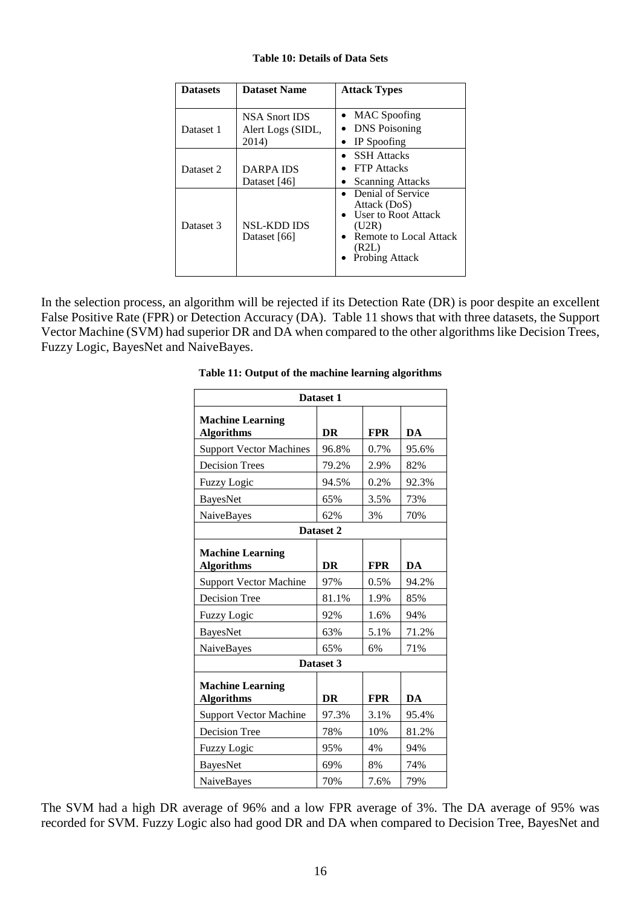**Table 10: Details of Data Sets**

| Datasets | Dataset Name | Attack Types |
|---|---|---|
| Dataset 1 | NSA Snort IDS Alert Logs (SIDL, 2014) | • MAC Spoofing<br>• DNS Poisoning<br>• IP Spoofing |
| Dataset 2 | DARPA IDS Dataset [46] | • SSH Attacks<br>• FTP Attacks<br>• Scanning Attacks |
| Dataset 3 | NSL-KDD IDS Dataset [66] | • Denial of Service Attack (DoS)<br>• User to Root Attack (U2R)<br>• Remote to Local Attack (R2L)<br>• Probing Attack |

In the selection process, an algorithm will be rejected if its Detection Rate (DR) is poor despite an excellent False Positive Rate (FPR) or Detection Accuracy (DA). Table 11 shows that with three datasets, the Support Vector Machine (SVM) had superior DR and DA when compared to the other algorithms like Decision Trees, Fuzzy Logic, BayesNet and NaiveBayes.

**Table 11: Output of the machine learning algorithms**

| **Dataset 1** | | | |
|---|---|---|---|
| **Machine Learning Algorithms** | **DR** | **FPR** | **DA** |
| Support Vector Machines | 96.8% | 0.7% | 95.6% |
| Decision Trees | 79.2% | 2.9% | 82% |
| Fuzzy Logic | 94.5% | 0.2% | 92.3% |
| BayesNet | 65% | 3.5% | 73% |
| NaiveBayes | 62% | 3% | 70% |
| **Dataset 2** | | | |
| **Machine Learning Algorithms** | **DR** | **FPR** | **DA** |
| Support Vector Machine | 97% | 0.5% | 94.2% |
| Decision Tree | 81.1% | 1.9% | 85% |
| Fuzzy Logic | 92% | 1.6% | 94% |
| BayesNet | 63% | 5.1% | 71.2% |
| NaiveBayes | 65% | 6% | 71% |
| **Dataset 3** | | | |
| **Machine Learning Algorithms** | **DR** | **FPR** | **DA** |
| Support Vector Machine | 97.3% | 3.1% | 95.4% |
| Decision Tree | 78% | 10% | 81.2% |
| Fuzzy Logic | 95% | 4% | 94% |
| BayesNet | 69% | 8% | 74% |
| NaiveBayes | 70% | 7.6% | 79% |

The SVM had a high DR average of 96% and a low FPR average of 3%. The DA average of 95% was recorded for SVM. Fuzzy Logic also had good DR and DA when compared to Decision Tree, BayesNet and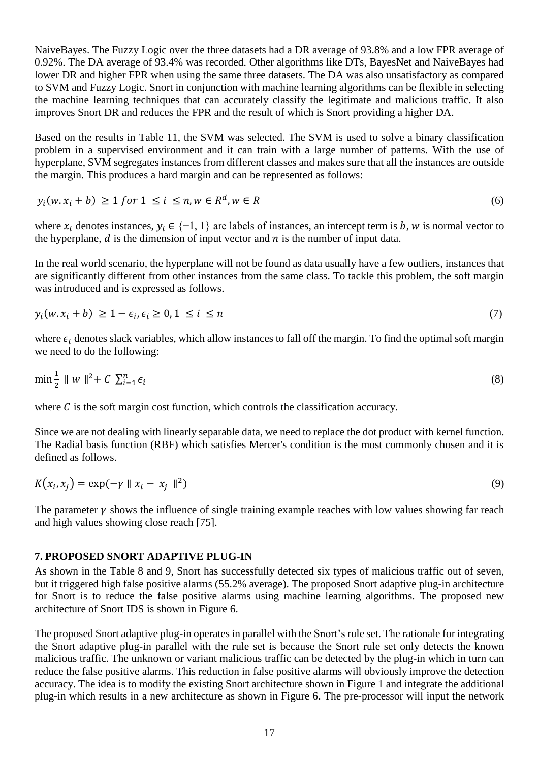NaiveBayes. The Fuzzy Logic over the three datasets had a DR average of 93.8% and a low FPR average of 0.92%. The DA average of 93.4% was recorded. Other algorithms like DTs, BayesNet and NaiveBayes had lower DR and higher FPR when using the same three datasets. The DA was also unsatisfactory as compared to SVM and Fuzzy Logic. Snort in conjunction with machine learning algorithms can be flexible in selecting the machine learning techniques that can accurately classify the legitimate and malicious traffic. It also improves Snort DR and reduces the FPR and the result of which is Snort providing a higher DA.

Based on the results in Table 11, the SVM was selected. The SVM is used to solve a binary classification problem in a supervised environment and it can train with a large number of patterns. With the use of hyperplane, SVM segregates instances from different classes and makes sure that all the instances are outside the margin. This produces a hard margin and can be represented as follows:

$$y_i(w.x_i + b) \geq 1 \; for \; 1 \leq i \leq n, w \in R^d, w \in R \tag{6}$$

where $x_i$ denotes instances, $y_i \in \{-1, 1\}$ are labels of instances, an intercept term is $b$, $w$ is normal vector to the hyperplane, $d$ is the dimension of input vector and $n$ is the number of input data.

In the real world scenario, the hyperplane will not be found as data usually have a few outliers, instances that are significantly different from other instances from the same class. To tackle this problem, the soft margin was introduced and is expressed as follows.

$$y_i(w.x_i + b) \geq 1 - \epsilon_i, \epsilon_i \geq 0, 1 \leq i \leq n \tag{7}$$

where $\epsilon_i$ denotes slack variables, which allow instances to fall off the margin. To find the optimal soft margin we need to do the following:

$$\min \frac{1}{2} \parallel w \parallel^2 + C \sum_{i=1}^{n} \epsilon_i \tag{8}$$

where $C$ is the soft margin cost function, which controls the classification accuracy.

Since we are not dealing with linearly separable data, we need to replace the dot product with kernel function. The Radial basis function (RBF) which satisfies Mercer's condition is the most commonly chosen and it is defined as follows.

$$K(x_i, x_j) = \exp(-\gamma \parallel x_i - x_j \parallel^2) \tag{9}$$

The parameter $\gamma$ shows the influence of single training example reaches with low values showing far reach and high values showing close reach [75].

## 7. PROPOSED SNORT ADAPTIVE PLUG-IN

As shown in the Table 8 and 9, Snort has successfully detected six types of malicious traffic out of seven, but it triggered high false positive alarms (55.2% average). The proposed Snort adaptive plug-in architecture for Snort is to reduce the false positive alarms using machine learning algorithms. The proposed new architecture of Snort IDS is shown in Figure 6.

The proposed Snort adaptive plug-in operates in parallel with the Snort's rule set. The rationale for integrating the Snort adaptive plug-in parallel with the rule set is because the Snort rule set only detects the known malicious traffic. The unknown or variant malicious traffic can be detected by the plug-in which in turn can reduce the false positive alarms. This reduction in false positive alarms will obviously improve the detection accuracy. The idea is to modify the existing Snort architecture shown in Figure 1 and integrate the additional plug-in which results in a new architecture as shown in Figure 6. The pre-processor will input the network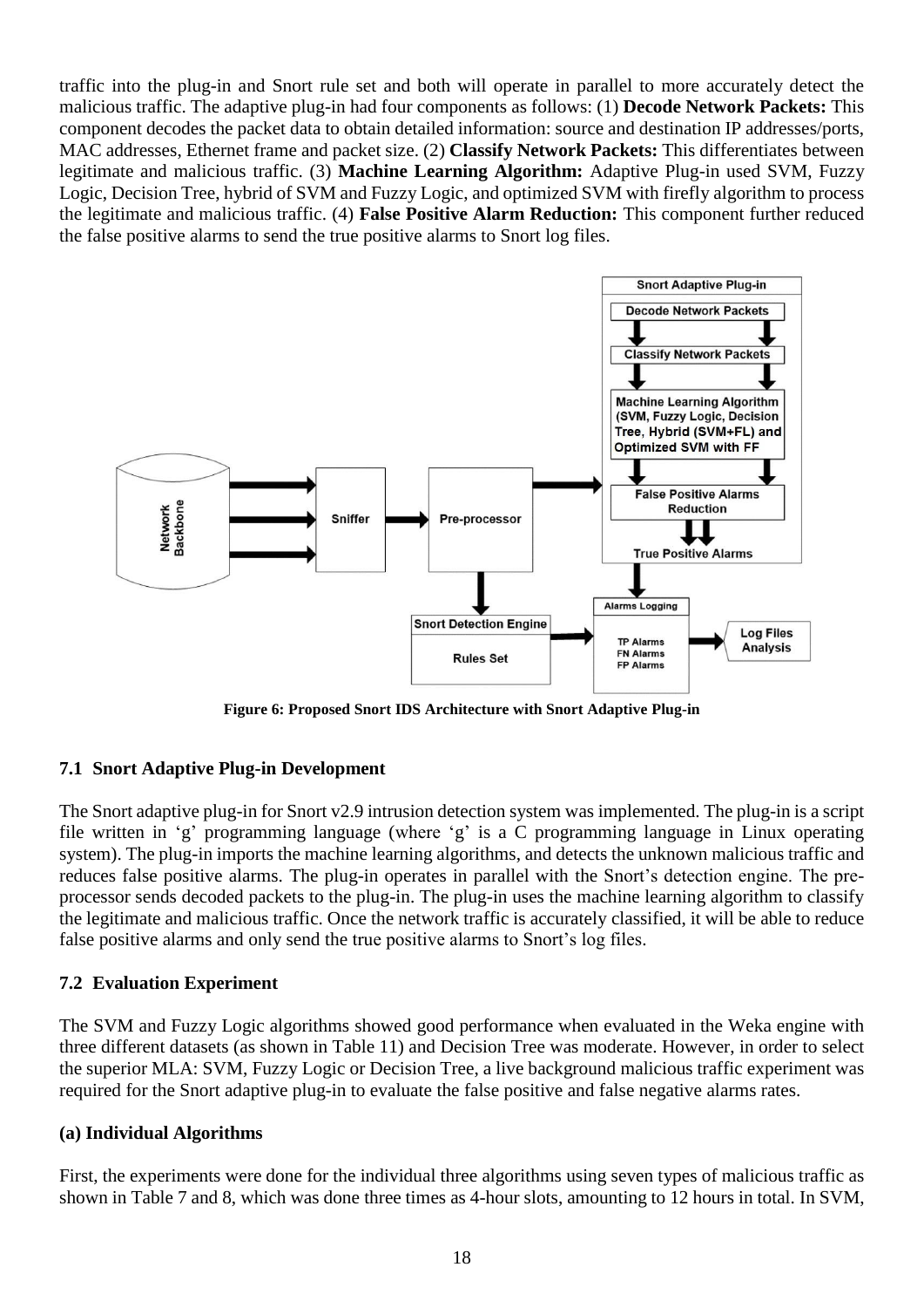traffic into the plug-in and Snort rule set and both will operate in parallel to more accurately detect the malicious traffic. The adaptive plug-in had four components as follows: (1) **Decode Network Packets:** This component decodes the packet data to obtain detailed information: source and destination IP addresses/ports, MAC addresses, Ethernet frame and packet size. (2) **Classify Network Packets:** This differentiates between legitimate and malicious traffic. (3) **Machine Learning Algorithm:** Adaptive Plug-in used SVM, Fuzzy Logic, Decision Tree, hybrid of SVM and Fuzzy Logic, and optimized SVM with firefly algorithm to process the legitimate and malicious traffic. (4) **False Positive Alarm Reduction:** This component further reduced the false positive alarms to send the true positive alarms to Snort log files.

**Figure 6: Proposed Snort IDS Architecture with Snort Adaptive Plug-in**

### 7.1 Snort Adaptive Plug-in Development

The Snort adaptive plug-in for Snort v2.9 intrusion detection system was implemented. The plug-in is a script file written in 'g' programming language (where 'g' is a C programming language in Linux operating system). The plug-in imports the machine learning algorithms, and detects the unknown malicious traffic and reduces false positive alarms. The plug-in operates in parallel with the Snort's detection engine. The pre-processor sends decoded packets to the plug-in. The plug-in uses the machine learning algorithm to classify the legitimate and malicious traffic. Once the network traffic is accurately classified, it will be able to reduce false positive alarms and only send the true positive alarms to Snort's log files.

### 7.2 Evaluation Experiment

The SVM and Fuzzy Logic algorithms showed good performance when evaluated in the Weka engine with three different datasets (as shown in Table 11) and Decision Tree was moderate. However, in order to select the superior MLA: SVM, Fuzzy Logic or Decision Tree, a live background malicious traffic experiment was required for the Snort adaptive plug-in to evaluate the false positive and false negative alarms rates.

#### (a) Individual Algorithms

First, the experiments were done for the individual three algorithms using seven types of malicious traffic as shown in Table 7 and 8, which was done three times as 4-hour slots, amounting to 12 hours in total. In SVM,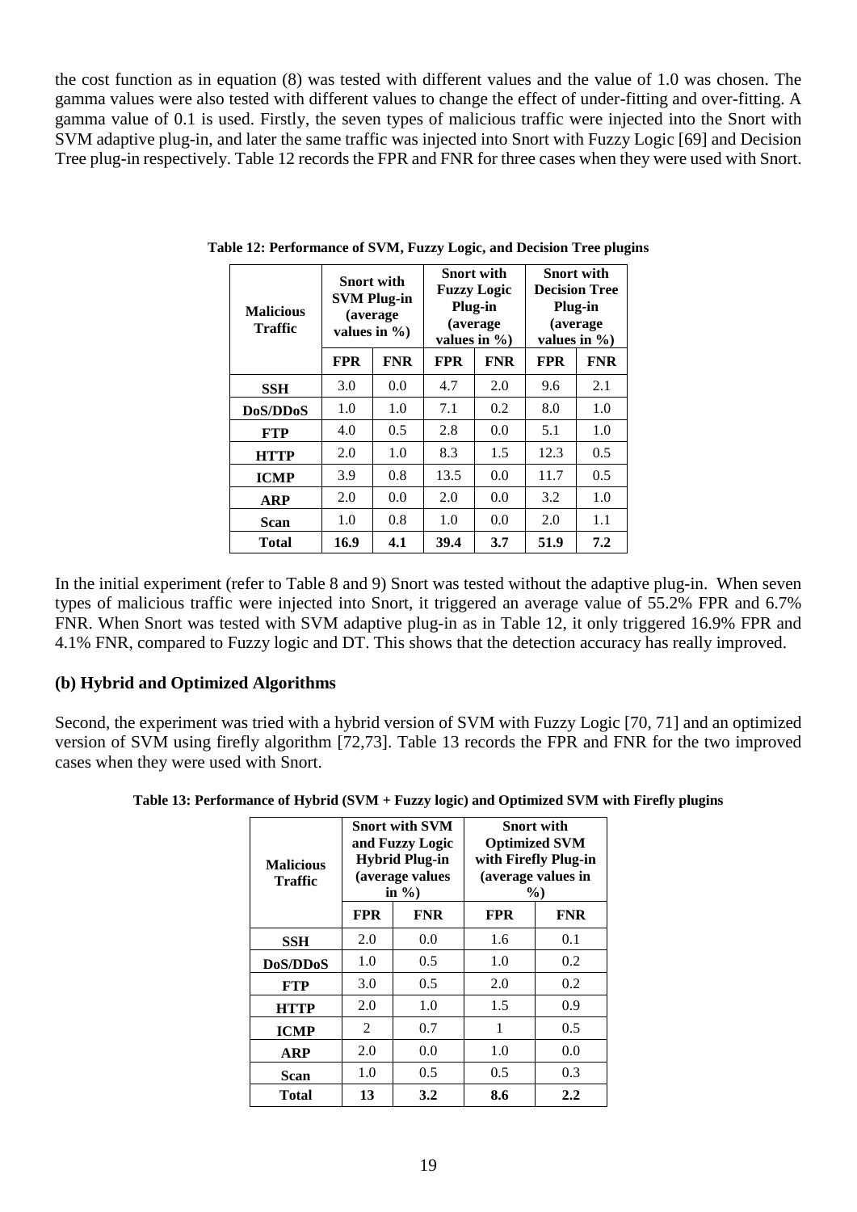the cost function as in equation (8) was tested with different values and the value of 1.0 was chosen. The gamma values were also tested with different values to change the effect of under-fitting and over-fitting. A gamma value of 0.1 is used. Firstly, the seven types of malicious traffic were injected into the Snort with SVM adaptive plug-in, and later the same traffic was injected into Snort with Fuzzy Logic [69] and Decision Tree plug-in respectively. Table 12 records the FPR and FNR for three cases when they were used with Snort.

**Table 12: Performance of SVM, Fuzzy Logic, and Decision Tree plugins**

| Malicious Traffic | Snort with SVM Plug-in (average values in %) | | Snort with Fuzzy Logic Plug-in (average values in %) | | Snort with Decision Tree Plug-in (average values in %) | |
|---|---|---|---|---|---|---|
| | **FPR** | **FNR** | **FPR** | **FNR** | **FPR** | **FNR** |
| **SSH** | 3.0 | 0.0 | 4.7 | 2.0 | 9.6 | 2.1 |
| **DoS/DDoS** | 1.0 | 1.0 | 7.1 | 0.2 | 8.0 | 1.0 |
| **FTP** | 4.0 | 0.5 | 2.8 | 0.0 | 5.1 | 1.0 |
| **HTTP** | 2.0 | 1.0 | 8.3 | 1.5 | 12.3 | 0.5 |
| **ICMP** | 3.9 | 0.8 | 13.5 | 0.0 | 11.7 | 0.5 |
| **ARP** | 2.0 | 0.0 | 2.0 | 0.0 | 3.2 | 1.0 |
| **Scan** | 1.0 | 0.8 | 1.0 | 0.0 | 2.0 | 1.1 |
| **Total** | **16.9** | **4.1** | **39.4** | **3.7** | **51.9** | **7.2** |

In the initial experiment (refer to Table 8 and 9) Snort was tested without the adaptive plug-in. When seven types of malicious traffic were injected into Snort, it triggered an average value of 55.2% FPR and 6.7% FNR. When Snort was tested with SVM adaptive plug-in as in Table 12, it only triggered 16.9% FPR and 4.1% FNR, compared to Fuzzy logic and DT. This shows that the detection accuracy has really improved.

### (b) Hybrid and Optimized Algorithms

Second, the experiment was tried with a hybrid version of SVM with Fuzzy Logic [70, 71] and an optimized version of SVM using firefly algorithm [72,73]. Table 13 records the FPR and FNR for the two improved cases when they were used with Snort.

**Table 13: Performance of Hybrid (SVM + Fuzzy logic) and Optimized SVM with Firefly plugins**

| Malicious Traffic | Snort with SVM and Fuzzy Logic Hybrid Plug-in (average values in %) | | Snort with Optimized SVM with Firefly Plug-in (average values in %) | |
|---|---|---|---|---|
| | **FPR** | **FNR** | **FPR** | **FNR** |
| **SSH** | 2.0 | 0.0 | 1.6 | 0.1 |
| **DoS/DDoS** | 1.0 | 0.5 | 1.0 | 0.2 |
| **FTP** | 3.0 | 0.5 | 2.0 | 0.2 |
| **HTTP** | 2.0 | 1.0 | 1.5 | 0.9 |
| **ICMP** | 2 | 0.7 | 1 | 0.5 |
| **ARP** | 2.0 | 0.0 | 1.0 | 0.0 |
| **Scan** | 1.0 | 0.5 | 0.5 | 0.3 |
| **Total** | **13** | **3.2** | **8.6** | **2.2** |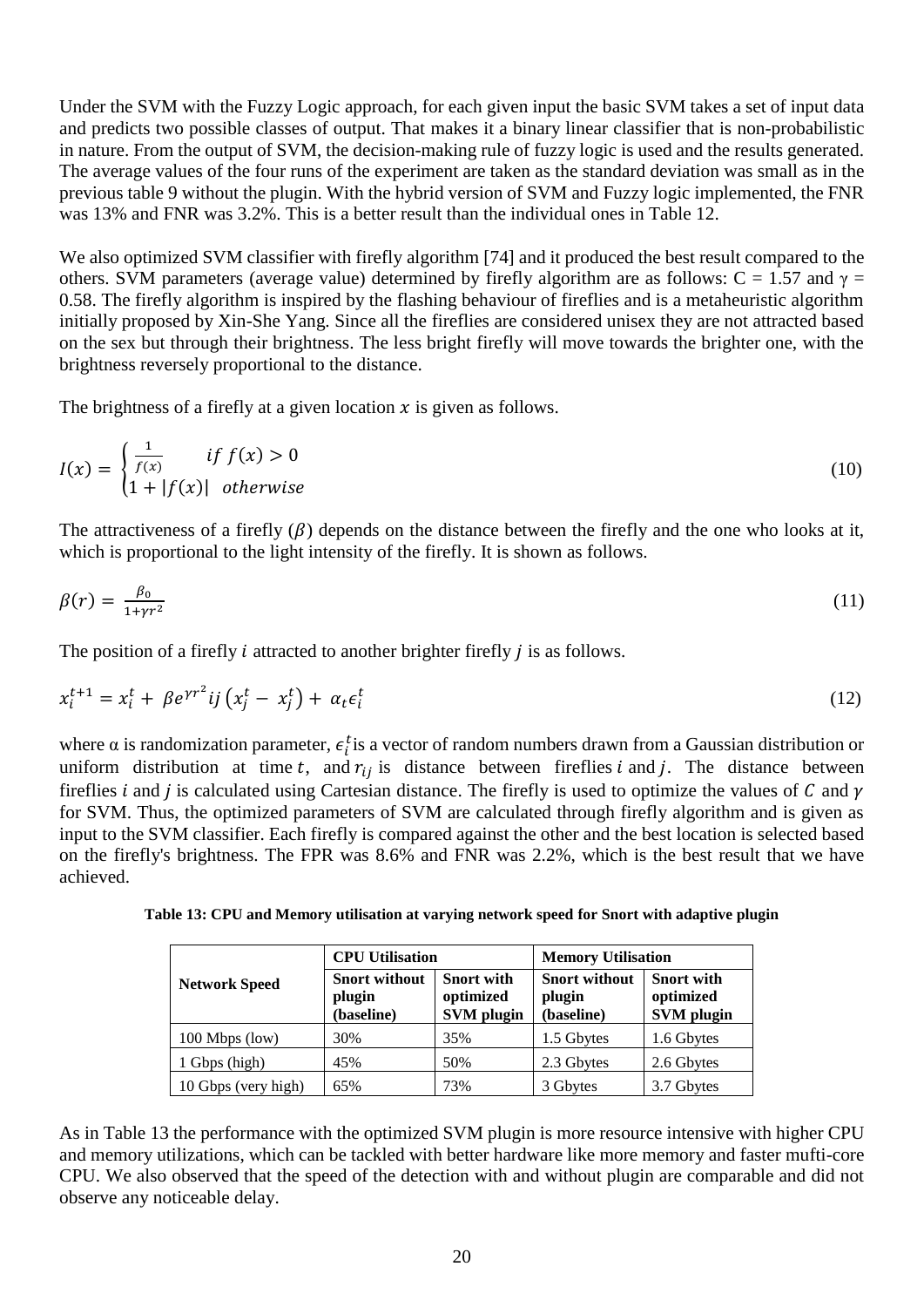Under the SVM with the Fuzzy Logic approach, for each given input the basic SVM takes a set of input data and predicts two possible classes of output. That makes it a binary linear classifier that is non-probabilistic in nature. From the output of SVM, the decision-making rule of fuzzy logic is used and the results generated. The average values of the four runs of the experiment are taken as the standard deviation was small as in the previous table 9 without the plugin. With the hybrid version of SVM and Fuzzy logic implemented, the FNR was 13% and FNR was 3.2%. This is a better result than the individual ones in Table 12.

We also optimized SVM classifier with firefly algorithm [74] and it produced the best result compared to the others. SVM parameters (average value) determined by firefly algorithm are as follows: C = 1.57 and γ = 0.58. The firefly algorithm is inspired by the flashing behaviour of fireflies and is a metaheuristic algorithm initially proposed by Xin-She Yang. Since all the fireflies are considered unisex they are not attracted based on the sex but through their brightness. The less bright firefly will move towards the brighter one, with the brightness reversely proportional to the distance.

The brightness of a firefly at a given location $x$ is given as follows.

$$I(x) = \begin{cases} \frac{1}{f(x)} & if\ f(x) > 0 \\ 1 + |f(x)| & otherwise \end{cases} \tag{10}$$

The attractiveness of a firefly ($\beta$) depends on the distance between the firefly and the one who looks at it, which is proportional to the light intensity of the firefly. It is shown as follows.

$$\beta(r) = \frac{\beta_0}{1+\gamma r^2} \tag{11}$$

The position of a firefly $i$ attracted to another brighter firefly $j$ is as follows.

$$x_i^{t+1} = x_i^t + \beta e^{\gamma r^2} ij \left(x_j^t - x_j^t\right) + \alpha_t \epsilon_i^t \tag{12}$$

where α is randomization parameter, $\epsilon_i^t$ is a vector of random numbers drawn from a Gaussian distribution or uniform distribution at time $t$, and $r_{ij}$ is distance between fireflies $i$ and $j$. The distance between fireflies $i$ and $j$ is calculated using Cartesian distance. The firefly is used to optimize the values of $C$ and $\gamma$ for SVM. Thus, the optimized parameters of SVM are calculated through firefly algorithm and is given as input to the SVM classifier. Each firefly is compared against the other and the best location is selected based on the firefly's brightness. The FPR was 8.6% and FNR was 2.2%, which is the best result that we have achieved.

**Table 13: CPU and Memory utilisation at varying network speed for Snort with adaptive plugin**

| Network Speed | CPU Utilisation | | Memory Utilisation | |
|---|---|---|---|---|
| | **Snort without plugin (baseline)** | **Snort with optimized SVM plugin** | **Snort without plugin (baseline)** | **Snort with optimized SVM plugin** |
| 100 Mbps (low) | 30% | 35% | 1.5 Gbytes | 1.6 Gbytes |
| 1 Gbps (high) | 45% | 50% | 2.3 Gbytes | 2.6 Gbytes |
| 10 Gbps (very high) | 65% | 73% | 3 Gbytes | 3.7 Gbytes |

As in Table 13 the performance with the optimized SVM plugin is more resource intensive with higher CPU and memory utilizations, which can be tackled with better hardware like more memory and faster mufti-core CPU. We also observed that the speed of the detection with and without plugin are comparable and did not observe any noticeable delay.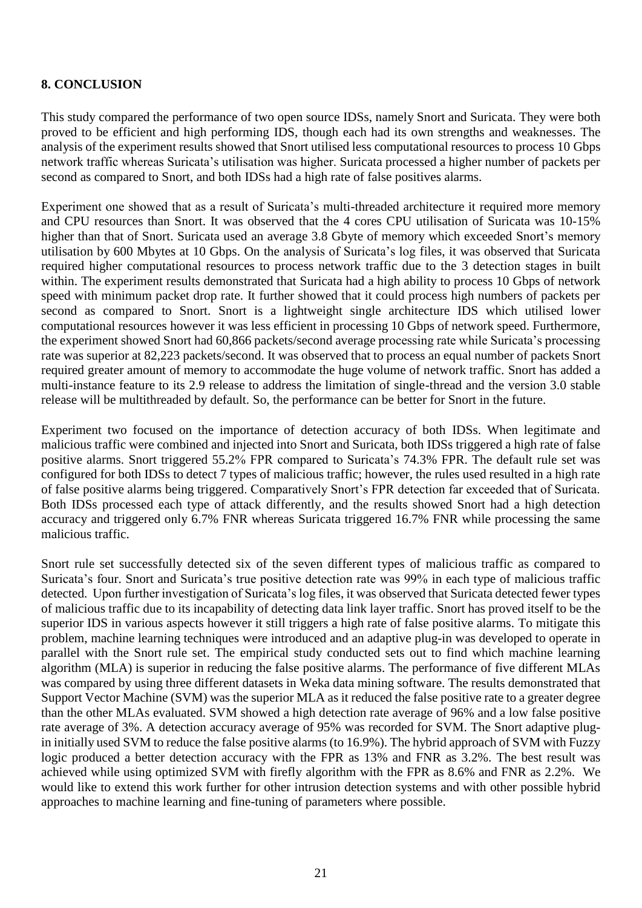## 8. CONCLUSION

This study compared the performance of two open source IDSs, namely Snort and Suricata. They were both proved to be efficient and high performing IDS, though each had its own strengths and weaknesses. The analysis of the experiment results showed that Snort utilised less computational resources to process 10 Gbps network traffic whereas Suricata's utilisation was higher. Suricata processed a higher number of packets per second as compared to Snort, and both IDSs had a high rate of false positives alarms.

Experiment one showed that as a result of Suricata's multi-threaded architecture it required more memory and CPU resources than Snort. It was observed that the 4 cores CPU utilisation of Suricata was 10-15% higher than that of Snort. Suricata used an average 3.8 Gbyte of memory which exceeded Snort's memory utilisation by 600 Mbytes at 10 Gbps. On the analysis of Suricata's log files, it was observed that Suricata required higher computational resources to process network traffic due to the 3 detection stages in built within. The experiment results demonstrated that Suricata had a high ability to process 10 Gbps of network speed with minimum packet drop rate. It further showed that it could process high numbers of packets per second as compared to Snort. Snort is a lightweight single architecture IDS which utilised lower computational resources however it was less efficient in processing 10 Gbps of network speed. Furthermore, the experiment showed Snort had 60,866 packets/second average processing rate while Suricata's processing rate was superior at 82,223 packets/second. It was observed that to process an equal number of packets Snort required greater amount of memory to accommodate the huge volume of network traffic. Snort has added a multi-instance feature to its 2.9 release to address the limitation of single-thread and the version 3.0 stable release will be multithreaded by default. So, the performance can be better for Snort in the future.

Experiment two focused on the importance of detection accuracy of both IDSs. When legitimate and malicious traffic were combined and injected into Snort and Suricata, both IDSs triggered a high rate of false positive alarms. Snort triggered 55.2% FPR compared to Suricata's 74.3% FPR. The default rule set was configured for both IDSs to detect 7 types of malicious traffic; however, the rules used resulted in a high rate of false positive alarms being triggered. Comparatively Snort's FPR detection far exceeded that of Suricata. Both IDSs processed each type of attack differently, and the results showed Snort had a high detection accuracy and triggered only 6.7% FNR whereas Suricata triggered 16.7% FNR while processing the same malicious traffic.

Snort rule set successfully detected six of the seven different types of malicious traffic as compared to Suricata's four. Snort and Suricata's true positive detection rate was 99% in each type of malicious traffic detected. Upon further investigation of Suricata's log files, it was observed that Suricata detected fewer types of malicious traffic due to its incapability of detecting data link layer traffic. Snort has proved itself to be the superior IDS in various aspects however it still triggers a high rate of false positive alarms. To mitigate this problem, machine learning techniques were introduced and an adaptive plug-in was developed to operate in parallel with the Snort rule set. The empirical study conducted sets out to find which machine learning algorithm (MLA) is superior in reducing the false positive alarms. The performance of five different MLAs was compared by using three different datasets in Weka data mining software. The results demonstrated that Support Vector Machine (SVM) was the superior MLA as it reduced the false positive rate to a greater degree than the other MLAs evaluated. SVM showed a high detection rate average of 96% and a low false positive rate average of 3%. A detection accuracy average of 95% was recorded for SVM. The Snort adaptive plug-in initially used SVM to reduce the false positive alarms (to 16.9%). The hybrid approach of SVM with Fuzzy logic produced a better detection accuracy with the FPR as 13% and FNR as 3.2%. The best result was achieved while using optimized SVM with firefly algorithm with the FPR as 8.6% and FNR as 2.2%. We would like to extend this work further for other intrusion detection systems and with other possible hybrid approaches to machine learning and fine-tuning of parameters where possible.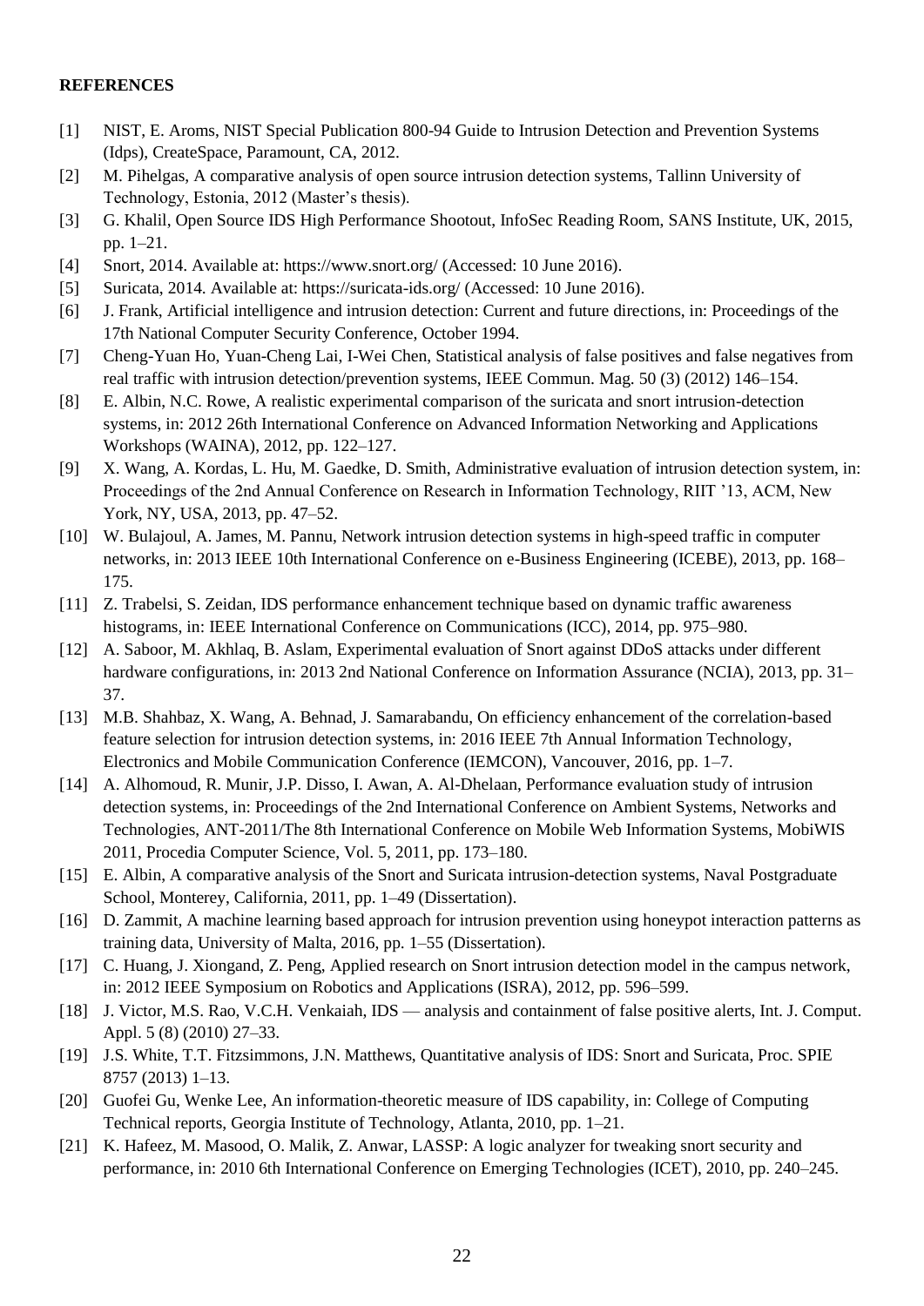**REFERENCES**

[1] NIST, E. Aroms, NIST Special Publication 800-94 Guide to Intrusion Detection and Prevention Systems (Idps), CreateSpace, Paramount, CA, 2012.

[2] M. Pihelgas, A comparative analysis of open source intrusion detection systems, Tallinn University of Technology, Estonia, 2012 (Master's thesis).

[3] G. Khalil, Open Source IDS High Performance Shootout, InfoSec Reading Room, SANS Institute, UK, 2015, pp. 1–21.

[4] Snort, 2014. Available at: https://www.snort.org/ (Accessed: 10 June 2016).

[5] Suricata, 2014. Available at: https://suricata-ids.org/ (Accessed: 10 June 2016).

[6] J. Frank, Artificial intelligence and intrusion detection: Current and future directions, in: Proceedings of the 17th National Computer Security Conference, October 1994.

[7] Cheng-Yuan Ho, Yuan-Cheng Lai, I-Wei Chen, Statistical analysis of false positives and false negatives from real traffic with intrusion detection/prevention systems, IEEE Commun. Mag. 50 (3) (2012) 146–154.

[8] E. Albin, N.C. Rowe, A realistic experimental comparison of the suricata and snort intrusion-detection systems, in: 2012 26th International Conference on Advanced Information Networking and Applications Workshops (WAINA), 2012, pp. 122–127.

[9] X. Wang, A. Kordas, L. Hu, M. Gaedke, D. Smith, Administrative evaluation of intrusion detection system, in: Proceedings of the 2nd Annual Conference on Research in Information Technology, RIIT '13, ACM, New York, NY, USA, 2013, pp. 47–52.

[10] W. Bulajoul, A. James, M. Pannu, Network intrusion detection systems in high-speed traffic in computer networks, in: 2013 IEEE 10th International Conference on e-Business Engineering (ICEBE), 2013, pp. 168–175.

[11] Z. Trabelsi, S. Zeidan, IDS performance enhancement technique based on dynamic traffic awareness histograms, in: IEEE International Conference on Communications (ICC), 2014, pp. 975–980.

[12] A. Saboor, M. Akhlaq, B. Aslam, Experimental evaluation of Snort against DDoS attacks under different hardware configurations, in: 2013 2nd National Conference on Information Assurance (NCIA), 2013, pp. 31–37.

[13] M.B. Shahbaz, X. Wang, A. Behnad, J. Samarabandu, On efficiency enhancement of the correlation-based feature selection for intrusion detection systems, in: 2016 IEEE 7th Annual Information Technology, Electronics and Mobile Communication Conference (IEMCON), Vancouver, 2016, pp. 1–7.

[14] A. Alhomoud, R. Munir, J.P. Disso, I. Awan, A. Al-Dhelaan, Performance evaluation study of intrusion detection systems, in: Proceedings of the 2nd International Conference on Ambient Systems, Networks and Technologies, ANT-2011/The 8th International Conference on Mobile Web Information Systems, MobiWIS 2011, Procedia Computer Science, Vol. 5, 2011, pp. 173–180.

[15] E. Albin, A comparative analysis of the Snort and Suricata intrusion-detection systems, Naval Postgraduate School, Monterey, California, 2011, pp. 1–49 (Dissertation).

[16] D. Zammit, A machine learning based approach for intrusion prevention using honeypot interaction patterns as training data, University of Malta, 2016, pp. 1–55 (Dissertation).

[17] C. Huang, J. Xiongand, Z. Peng, Applied research on Snort intrusion detection model in the campus network, in: 2012 IEEE Symposium on Robotics and Applications (ISRA), 2012, pp. 596–599.

[18] J. Victor, M.S. Rao, V.C.H. Venkaiah, IDS — analysis and containment of false positive alerts, Int. J. Comput. Appl. 5 (8) (2010) 27–33.

[19] J.S. White, T.T. Fitzsimmons, J.N. Matthews, Quantitative analysis of IDS: Snort and Suricata, Proc. SPIE 8757 (2013) 1–13.

[20] Guofei Gu, Wenke Lee, An information-theoretic measure of IDS capability, in: College of Computing Technical reports, Georgia Institute of Technology, Atlanta, 2010, pp. 1–21.

[21] K. Hafeez, M. Masood, O. Malik, Z. Anwar, LASSP: A logic analyzer for tweaking snort security and performance, in: 2010 6th International Conference on Emerging Technologies (ICET), 2010, pp. 240–245.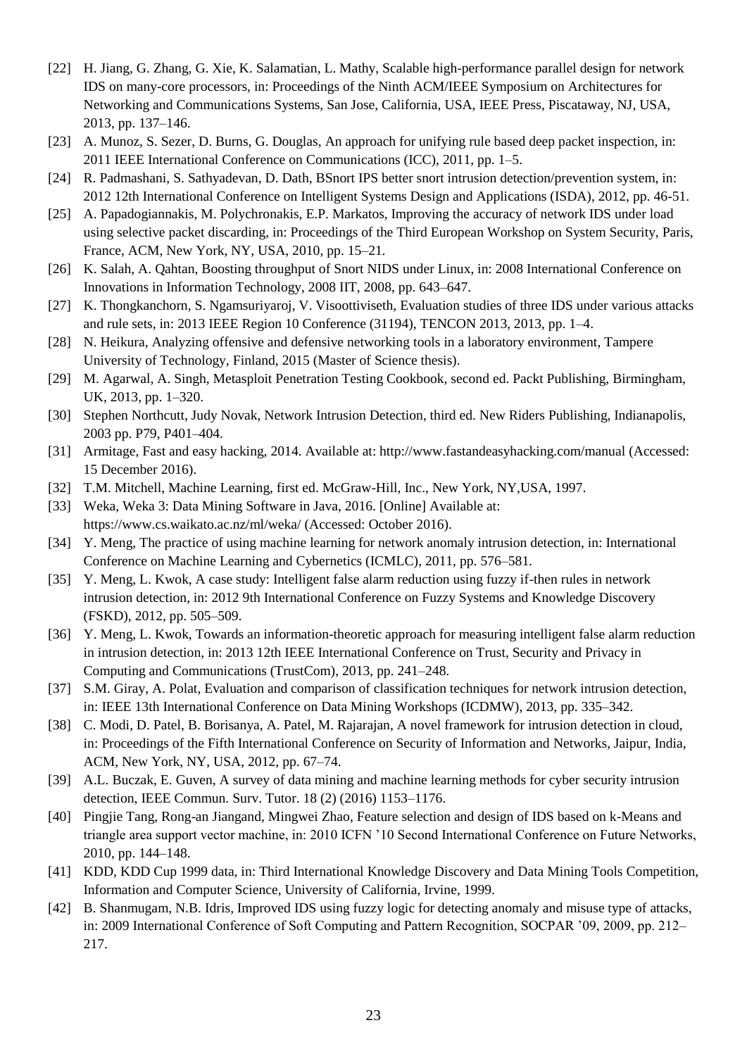[22] H. Jiang, G. Zhang, G. Xie, K. Salamatian, L. Mathy, Scalable high-performance parallel design for network IDS on many-core processors, in: Proceedings of the Ninth ACM/IEEE Symposium on Architectures for Networking and Communications Systems, San Jose, California, USA, IEEE Press, Piscataway, NJ, USA, 2013, pp. 137–146.

[23] A. Munoz, S. Sezer, D. Burns, G. Douglas, An approach for unifying rule based deep packet inspection, in: 2011 IEEE International Conference on Communications (ICC), 2011, pp. 1–5.

[24] R. Padmashani, S. Sathyadevan, D. Dath, BSnort IPS better snort intrusion detection/prevention system, in: 2012 12th International Conference on Intelligent Systems Design and Applications (ISDA), 2012, pp. 46-51.

[25] A. Papadogiannakis, M. Polychronakis, E.P. Markatos, Improving the accuracy of network IDS under load using selective packet discarding, in: Proceedings of the Third European Workshop on System Security, Paris, France, ACM, New York, NY, USA, 2010, pp. 15–21.

[26] K. Salah, A. Qahtan, Boosting throughput of Snort NIDS under Linux, in: 2008 International Conference on Innovations in Information Technology, 2008 IIT, 2008, pp. 643–647.

[27] K. Thongkanchorn, S. Ngamsuriyaroj, V. Visoottiviseth, Evaluation studies of three IDS under various attacks and rule sets, in: 2013 IEEE Region 10 Conference (31194), TENCON 2013, 2013, pp. 1–4.

[28] N. Heikura, Analyzing offensive and defensive networking tools in a laboratory environment, Tampere University of Technology, Finland, 2015 (Master of Science thesis).

[29] M. Agarwal, A. Singh, Metasploit Penetration Testing Cookbook, second ed. Packt Publishing, Birmingham, UK, 2013, pp. 1–320.

[30] Stephen Northcutt, Judy Novak, Network Intrusion Detection, third ed. New Riders Publishing, Indianapolis, 2003 pp. P79, P401–404.

[31] Armitage, Fast and easy hacking, 2014. Available at: http://www.fastandeasyhacking.com/manual (Accessed: 15 December 2016).

[32] T.M. Mitchell, Machine Learning, first ed. McGraw-Hill, Inc., New York, NY,USA, 1997.

[33] Weka, Weka 3: Data Mining Software in Java, 2016. [Online] Available at: https://www.cs.waikato.ac.nz/ml/weka/ (Accessed: October 2016).

[34] Y. Meng, The practice of using machine learning for network anomaly intrusion detection, in: International Conference on Machine Learning and Cybernetics (ICMLC), 2011, pp. 576–581.

[35] Y. Meng, L. Kwok, A case study: Intelligent false alarm reduction using fuzzy if-then rules in network intrusion detection, in: 2012 9th International Conference on Fuzzy Systems and Knowledge Discovery (FSKD), 2012, pp. 505–509.

[36] Y. Meng, L. Kwok, Towards an information-theoretic approach for measuring intelligent false alarm reduction in intrusion detection, in: 2013 12th IEEE International Conference on Trust, Security and Privacy in Computing and Communications (TrustCom), 2013, pp. 241–248.

[37] S.M. Giray, A. Polat, Evaluation and comparison of classification techniques for network intrusion detection, in: IEEE 13th International Conference on Data Mining Workshops (ICDMW), 2013, pp. 335–342.

[38] C. Modi, D. Patel, B. Borisanya, A. Patel, M. Rajarajan, A novel framework for intrusion detection in cloud, in: Proceedings of the Fifth International Conference on Security of Information and Networks, Jaipur, India, ACM, New York, NY, USA, 2012, pp. 67–74.

[39] A.L. Buczak, E. Guven, A survey of data mining and machine learning methods for cyber security intrusion detection, IEEE Commun. Surv. Tutor. 18 (2) (2016) 1153–1176.

[40] Pingjie Tang, Rong-an Jiangand, Mingwei Zhao, Feature selection and design of IDS based on k-Means and triangle area support vector machine, in: 2010 ICFN '10 Second International Conference on Future Networks, 2010, pp. 144–148.

[41] KDD, KDD Cup 1999 data, in: Third International Knowledge Discovery and Data Mining Tools Competition, Information and Computer Science, University of California, Irvine, 1999.

[42] B. Shanmugam, N.B. Idris, Improved IDS using fuzzy logic for detecting anomaly and misuse type of attacks, in: 2009 International Conference of Soft Computing and Pattern Recognition, SOCPAR '09, 2009, pp. 212–217.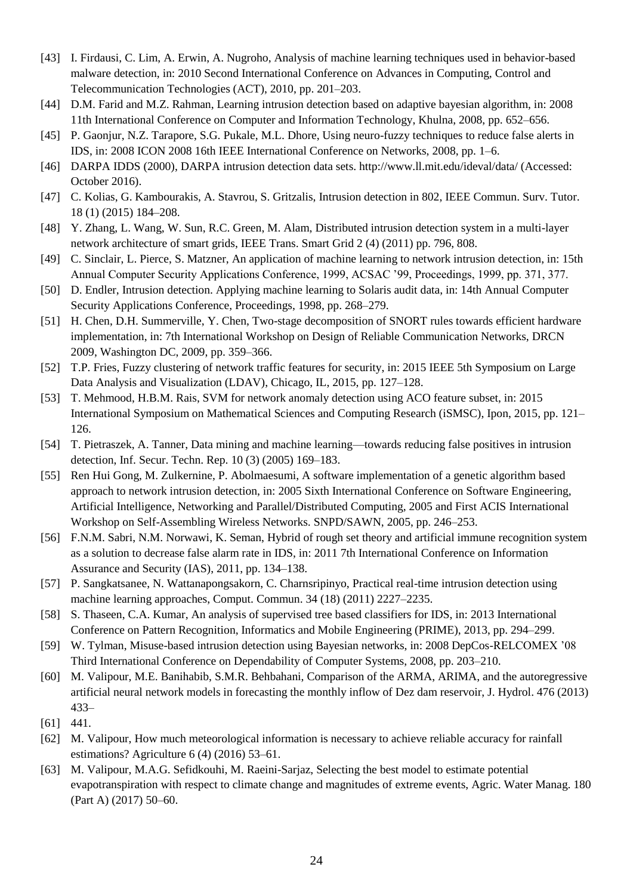[43] I. Firdausi, C. Lim, A. Erwin, A. Nugroho, Analysis of machine learning techniques used in behavior-based malware detection, in: 2010 Second International Conference on Advances in Computing, Control and Telecommunication Technologies (ACT), 2010, pp. 201–203.

[44] D.M. Farid and M.Z. Rahman, Learning intrusion detection based on adaptive bayesian algorithm, in: 2008 11th International Conference on Computer and Information Technology, Khulna, 2008, pp. 652–656.

[45] P. Gaonjur, N.Z. Tarapore, S.G. Pukale, M.L. Dhore, Using neuro-fuzzy techniques to reduce false alerts in IDS, in: 2008 ICON 2008 16th IEEE International Conference on Networks, 2008, pp. 1–6.

[46] DARPA IDDS (2000), DARPA intrusion detection data sets. http://www.ll.mit.edu/ideval/data/ (Accessed: October 2016).

[47] C. Kolias, G. Kambourakis, A. Stavrou, S. Gritzalis, Intrusion detection in 802, IEEE Commun. Surv. Tutor. 18 (1) (2015) 184–208.

[48] Y. Zhang, L. Wang, W. Sun, R.C. Green, M. Alam, Distributed intrusion detection system in a multi-layer network architecture of smart grids, IEEE Trans. Smart Grid 2 (4) (2011) pp. 796, 808.

[49] C. Sinclair, L. Pierce, S. Matzner, An application of machine learning to network intrusion detection, in: 15th Annual Computer Security Applications Conference, 1999, ACSAC '99, Proceedings, 1999, pp. 371, 377.

[50] D. Endler, Intrusion detection. Applying machine learning to Solaris audit data, in: 14th Annual Computer Security Applications Conference, Proceedings, 1998, pp. 268–279.

[51] H. Chen, D.H. Summerville, Y. Chen, Two-stage decomposition of SNORT rules towards efficient hardware implementation, in: 7th International Workshop on Design of Reliable Communication Networks, DRCN 2009, Washington DC, 2009, pp. 359–366.

[52] T.P. Fries, Fuzzy clustering of network traffic features for security, in: 2015 IEEE 5th Symposium on Large Data Analysis and Visualization (LDAV), Chicago, IL, 2015, pp. 127–128.

[53] T. Mehmood, H.B.M. Rais, SVM for network anomaly detection using ACO feature subset, in: 2015 International Symposium on Mathematical Sciences and Computing Research (iSMSC), Ipon, 2015, pp. 121–126.

[54] T. Pietraszek, A. Tanner, Data mining and machine learning—towards reducing false positives in intrusion detection, Inf. Secur. Techn. Rep. 10 (3) (2005) 169–183.

[55] Ren Hui Gong, M. Zulkernine, P. Abolmaesumi, A software implementation of a genetic algorithm based approach to network intrusion detection, in: 2005 Sixth International Conference on Software Engineering, Artificial Intelligence, Networking and Parallel/Distributed Computing, 2005 and First ACIS International Workshop on Self-Assembling Wireless Networks. SNPD/SAWN, 2005, pp. 246–253.

[56] F.N.M. Sabri, N.M. Norwawi, K. Seman, Hybrid of rough set theory and artificial immune recognition system as a solution to decrease false alarm rate in IDS, in: 2011 7th International Conference on Information Assurance and Security (IAS), 2011, pp. 134–138.

[57] P. Sangkatsanee, N. Wattanapongsakorn, C. Charnsripinyo, Practical real-time intrusion detection using machine learning approaches, Comput. Commun. 34 (18) (2011) 2227–2235.

[58] S. Thaseen, C.A. Kumar, An analysis of supervised tree based classifiers for IDS, in: 2013 International Conference on Pattern Recognition, Informatics and Mobile Engineering (PRIME), 2013, pp. 294–299.

[59] W. Tylman, Misuse-based intrusion detection using Bayesian networks, in: 2008 DepCos-RELCOMEX '08 Third International Conference on Dependability of Computer Systems, 2008, pp. 203–210.

[60] M. Valipour, M.E. Banihabib, S.M.R. Behbahani, Comparison of the ARMA, ARIMA, and the autoregressive artificial neural network models in forecasting the monthly inflow of Dez dam reservoir, J. Hydrol. 476 (2013) 433–

[61] 441.

[62] M. Valipour, How much meteorological information is necessary to achieve reliable accuracy for rainfall estimations? Agriculture 6 (4) (2016) 53–61.

[63] M. Valipour, M.A.G. Sefidkouhi, M. Raeini-Sarjaz, Selecting the best model to estimate potential evapotranspiration with respect to climate change and magnitudes of extreme events, Agric. Water Manag. 180 (Part A) (2017) 50–60.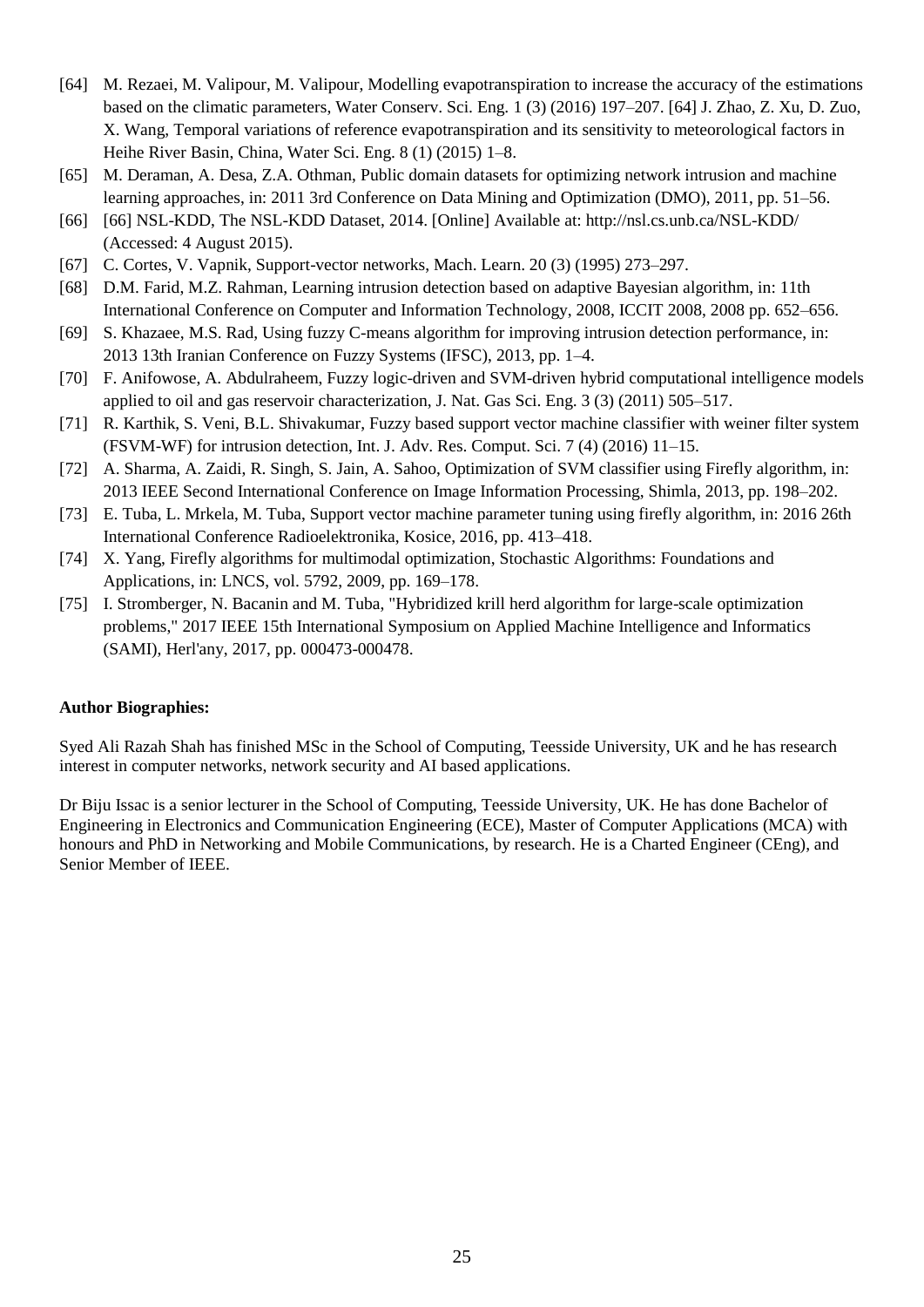[64] M. Rezaei, M. Valipour, M. Valipour, Modelling evapotranspiration to increase the accuracy of the estimations based on the climatic parameters, Water Conserv. Sci. Eng. 1 (3) (2016) 197–207. [64] J. Zhao, Z. Xu, D. Zuo, X. Wang, Temporal variations of reference evapotranspiration and its sensitivity to meteorological factors in Heihe River Basin, China, Water Sci. Eng. 8 (1) (2015) 1–8.

[65] M. Deraman, A. Desa, Z.A. Othman, Public domain datasets for optimizing network intrusion and machine learning approaches, in: 2011 3rd Conference on Data Mining and Optimization (DMO), 2011, pp. 51–56.

[66] [66] NSL-KDD, The NSL-KDD Dataset, 2014. [Online] Available at: http://nsl.cs.unb.ca/NSL-KDD/ (Accessed: 4 August 2015).

[67] C. Cortes, V. Vapnik, Support-vector networks, Mach. Learn. 20 (3) (1995) 273–297.

[68] D.M. Farid, M.Z. Rahman, Learning intrusion detection based on adaptive Bayesian algorithm, in: 11th International Conference on Computer and Information Technology, 2008, ICCIT 2008, 2008 pp. 652–656.

[69] S. Khazaee, M.S. Rad, Using fuzzy C-means algorithm for improving intrusion detection performance, in: 2013 13th Iranian Conference on Fuzzy Systems (IFSC), 2013, pp. 1–4.

[70] F. Anifowose, A. Abdulraheem, Fuzzy logic-driven and SVM-driven hybrid computational intelligence models applied to oil and gas reservoir characterization, J. Nat. Gas Sci. Eng. 3 (3) (2011) 505–517.

[71] R. Karthik, S. Veni, B.L. Shivakumar, Fuzzy based support vector machine classifier with weiner filter system (FSVM-WF) for intrusion detection, Int. J. Adv. Res. Comput. Sci. 7 (4) (2016) 11–15.

[72] A. Sharma, A. Zaidi, R. Singh, S. Jain, A. Sahoo, Optimization of SVM classifier using Firefly algorithm, in: 2013 IEEE Second International Conference on Image Information Processing, Shimla, 2013, pp. 198–202.

[73] E. Tuba, L. Mrkela, M. Tuba, Support vector machine parameter tuning using firefly algorithm, in: 2016 26th International Conference Radioelektronika, Kosice, 2016, pp. 413–418.

[74] X. Yang, Firefly algorithms for multimodal optimization, Stochastic Algorithms: Foundations and Applications, in: LNCS, vol. 5792, 2009, pp. 169–178.

[75] I. Stromberger, N. Bacanin and M. Tuba, "Hybridized krill herd algorithm for large-scale optimization problems," 2017 IEEE 15th International Symposium on Applied Machine Intelligence and Informatics (SAMI), Herl'any, 2017, pp. 000473-000478.

**Author Biographies:**

Syed Ali Razah Shah has finished MSc in the School of Computing, Teesside University, UK and he has research interest in computer networks, network security and AI based applications.

Dr Biju Issac is a senior lecturer in the School of Computing, Teesside University, UK. He has done Bachelor of Engineering in Electronics and Communication Engineering (ECE), Master of Computer Applications (MCA) with honours and PhD in Networking and Mobile Communications, by research. He is a Charted Engineer (CEng), and Senior Member of IEEE.